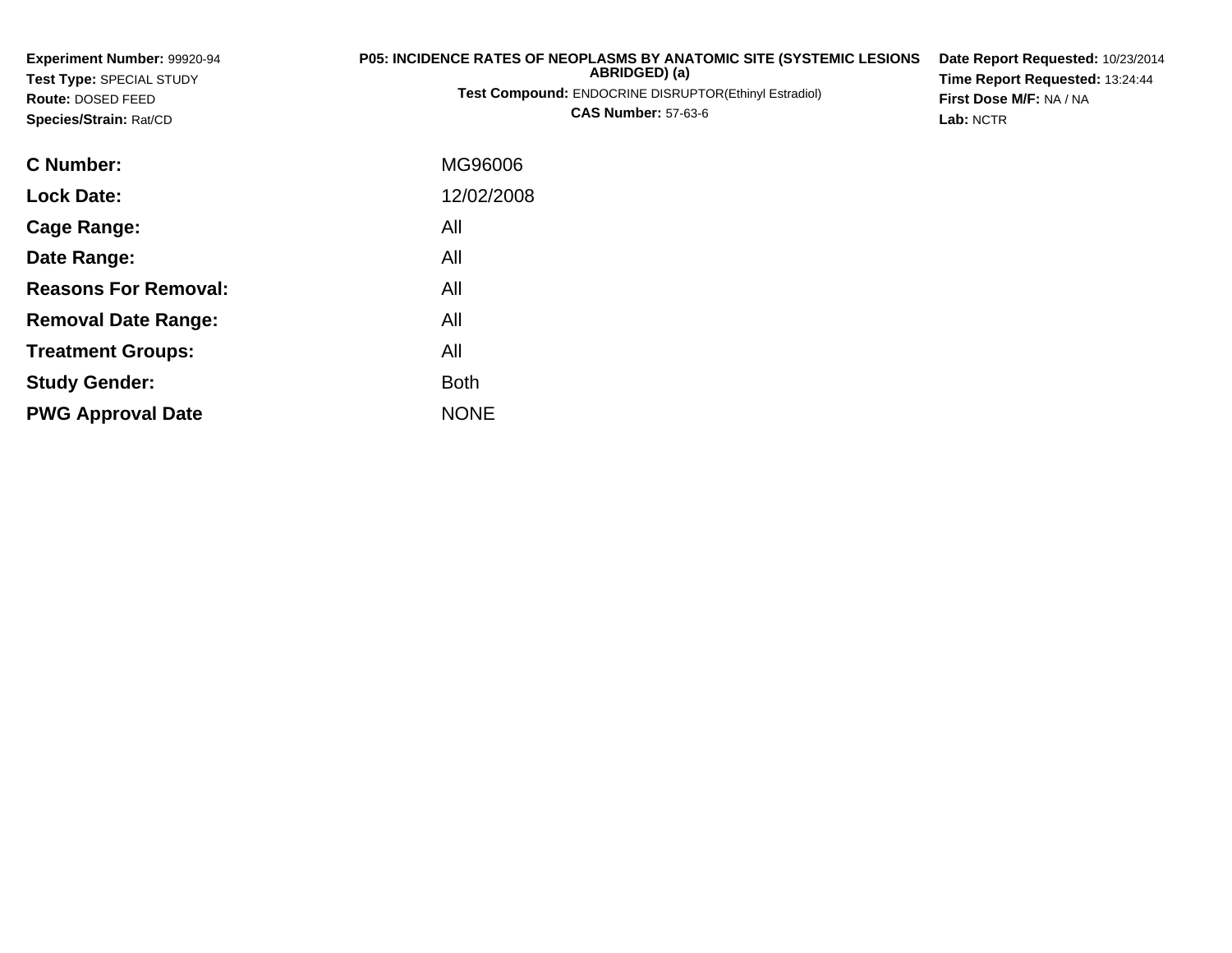**Experiment Number:** 99920-94
**Test Type:** SPECIAL STUDY
**Route:** DOSED FEED
**Species/Strain:** Rat/CD

**P05: INCIDENCE RATES OF NEOPLASMS BY ANATOMIC SITE (SYSTEMIC LESIONS ABRIDGED) (a)**
**Test Compound:** ENDOCRINE DISRUPTOR(Ethinyl Estradiol)
**CAS Number:** 57-63-6

**Date Report Requested:** 10/23/2014
**Time Report Requested:** 13:24:44
**First Dose M/F:** NA / NA
**Lab:** NCTR

| | |
|---|---|
| **C Number:** | MG96006 |
| **Lock Date:** | 12/02/2008 |
| **Cage Range:** | All |
| **Date Range:** | All |
| **Reasons For Removal:** | All |
| **Removal Date Range:** | All |
| **Treatment Groups:** | All |
| **Study Gender:** | Both |
| **PWG Approval Date** | NONE |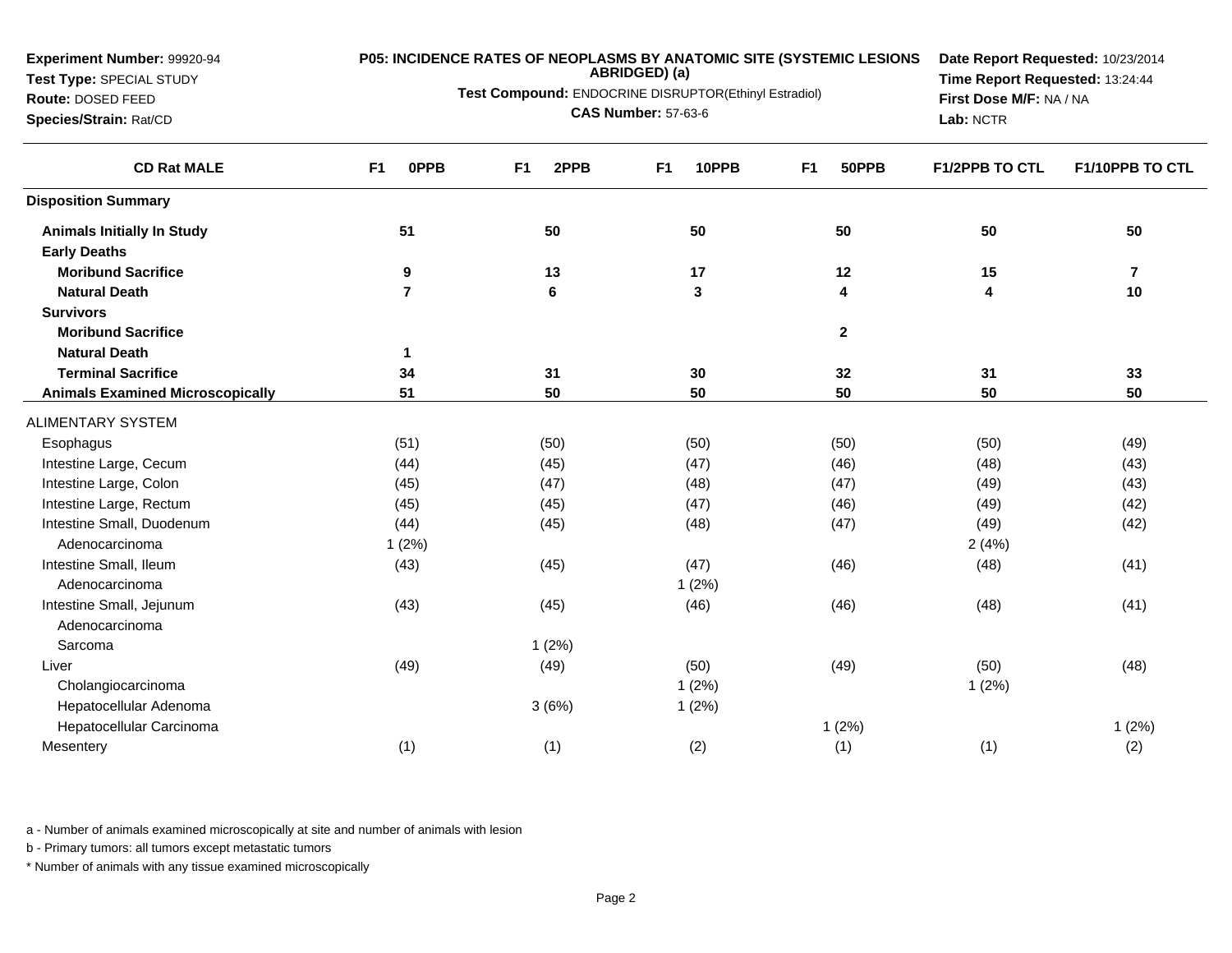**Experiment Number:** 99920-94
**Test Type:** SPECIAL STUDY
**Route:** DOSED FEED
**Species/Strain:** Rat/CD

**P05: INCIDENCE RATES OF NEOPLASMS BY ANATOMIC SITE (SYSTEMIC LESIONS ABRIDGED) (a)**
**Test Compound:** ENDOCRINE DISRUPTOR(Ethinyl Estradiol)
**CAS Number:** 57-63-6

**Date Report Requested:** 10/23/2014
**Time Report Requested:** 13:24:44
**First Dose M/F:** NA / NA
**Lab:** NCTR

| CD Rat MALE | F1 0PPB | F1 2PPB | F1 10PPB | F1 50PPB | F1/2PPB TO CTL | F1/10PPB TO CTL |
|---|---|---|---|---|---|---|
| **Disposition Summary** | | | | | | |
| **Animals Initially In Study** | **51** | **50** | **50** | **50** | **50** | **50** |
| **Early Deaths** | | | | | | |
| **Moribund Sacrifice** | **9** | **13** | **17** | **12** | **15** | **7** |
| **Natural Death** | **7** | **6** | **3** | **4** | **4** | **10** |
| **Survivors** | | | | | | |
| **Moribund Sacrifice** | | | | **2** | | |
| **Natural Death** | **1** | | | | | |
| **Terminal Sacrifice** | **34** | **31** | **30** | **32** | **31** | **33** |
| **Animals Examined Microscopically** | **51** | **50** | **50** | **50** | **50** | **50** |
| ALIMENTARY SYSTEM | | | | | | |
| Esophagus | (51) | (50) | (50) | (50) | (50) | (49) |
| Intestine Large, Cecum | (44) | (45) | (47) | (46) | (48) | (43) |
| Intestine Large, Colon | (45) | (47) | (48) | (47) | (49) | (43) |
| Intestine Large, Rectum | (45) | (45) | (47) | (46) | (49) | (42) |
| Intestine Small, Duodenum | (44) | (45) | (48) | (47) | (49) | (42) |
| Adenocarcinoma | 1 (2%) | | | | 2 (4%) | |
| Intestine Small, Ileum | (43) | (45) | (47) | (46) | (48) | (41) |
| Adenocarcinoma | | | 1 (2%) | | | |
| Intestine Small, Jejunum | (43) | (45) | (46) | (46) | (48) | (41) |
| Adenocarcinoma | | | | | | |
| Sarcoma | | 1 (2%) | | | | |
| Liver | (49) | (49) | (50) | (49) | (50) | (48) |
| Cholangiocarcinoma | | | 1 (2%) | | 1 (2%) | |
| Hepatocellular Adenoma | | 3 (6%) | 1 (2%) | | | |
| Hepatocellular Carcinoma | | | | 1 (2%) | | 1 (2%) |
| Mesentery | (1) | (1) | (2) | (1) | (1) | (2) |

a - Number of animals examined microscopically at site and number of animals with lesion

b - Primary tumors: all tumors except metastatic tumors

* Number of animals with any tissue examined microscopically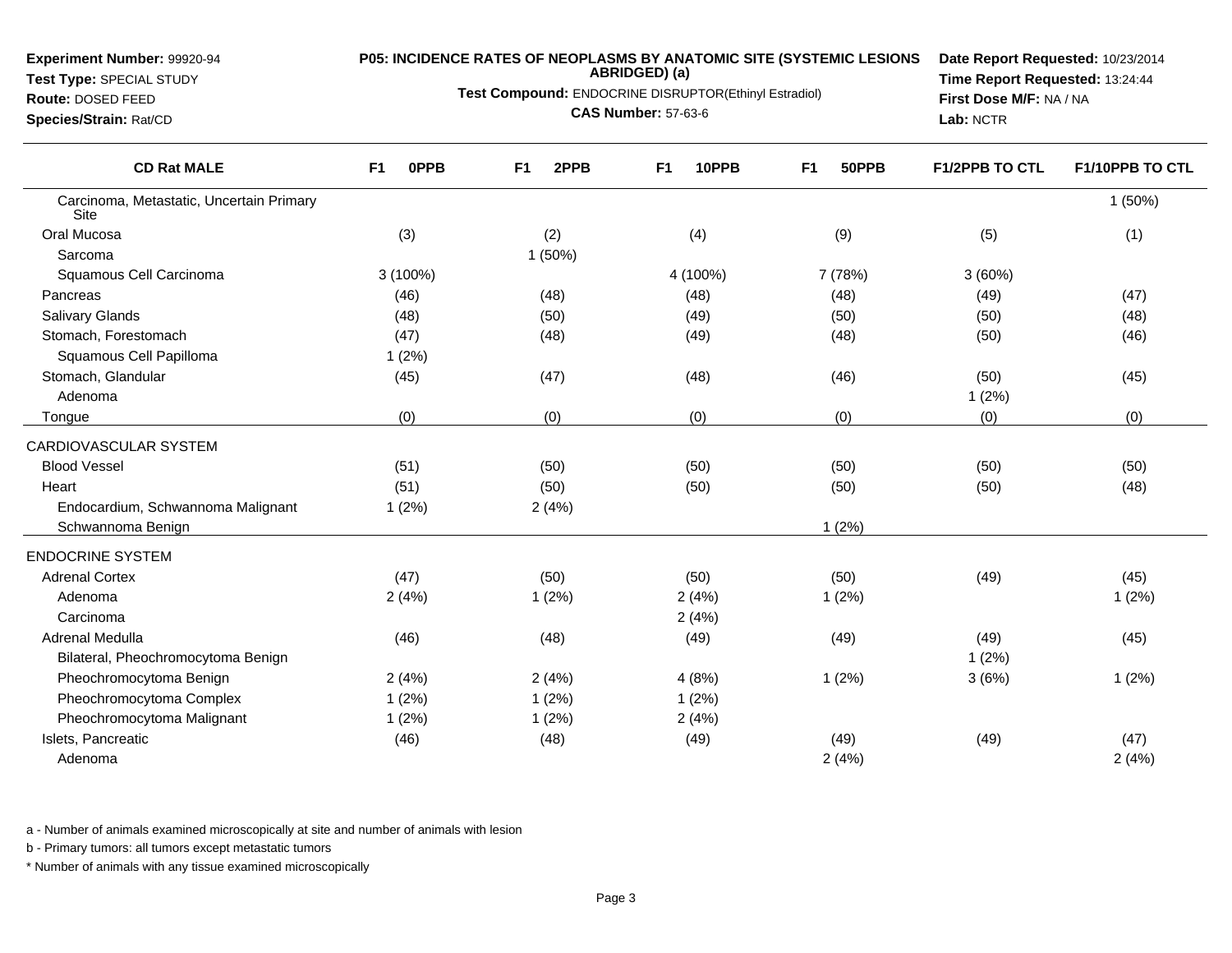**Experiment Number:** 99920-94
**Test Type:** SPECIAL STUDY
**Route:** DOSED FEED
**Species/Strain:** Rat/CD

**P05: INCIDENCE RATES OF NEOPLASMS BY ANATOMIC SITE (SYSTEMIC LESIONS ABRIDGED) (a)**
**Test Compound:** ENDOCRINE DISRUPTOR(Ethinyl Estradiol)
**CAS Number:** 57-63-6

**Date Report Requested:** 10/23/2014
**Time Report Requested:** 13:24:44
**First Dose M/F:** NA / NA
**Lab:** NCTR

| CD Rat MALE | F1 0PPB | F1 2PPB | F1 10PPB | F1 50PPB | F1/2PPB TO CTL | F1/10PPB TO CTL |
|---|---|---|---|---|---|---|
| Carcinoma, Metastatic, Uncertain Primary Site | | | | | | 1 (50%) |
| Oral Mucosa | (3) | (2) | (4) | (9) | (5) | (1) |
| Sarcoma | | 1 (50%) | | | | |
| Squamous Cell Carcinoma | 3 (100%) | | 4 (100%) | 7 (78%) | 3 (60%) | |
| Pancreas | (46) | (48) | (48) | (48) | (49) | (47) |
| Salivary Glands | (48) | (50) | (49) | (50) | (50) | (48) |
| Stomach, Forestomach | (47) | (48) | (49) | (48) | (50) | (46) |
| Squamous Cell Papilloma | 1 (2%) | | | | | |
| Stomach, Glandular | (45) | (47) | (48) | (46) | (50) | (45) |
| Adenoma | | | | | 1 (2%) | |
| Tongue | (0) | (0) | (0) | (0) | (0) | (0) |
| CARDIOVASCULAR SYSTEM | | | | | | |
| Blood Vessel | (51) | (50) | (50) | (50) | (50) | (50) |
| Heart | (51) | (50) | (50) | (50) | (50) | (48) |
| Endocardium, Schwannoma Malignant | 1 (2%) | 2 (4%) | | | | |
| Schwannoma Benign | | | | 1 (2%) | | |
| ENDOCRINE SYSTEM | | | | | | |
| Adrenal Cortex | (47) | (50) | (50) | (50) | (49) | (45) |
| Adenoma | 2 (4%) | 1 (2%) | 2 (4%) | 1 (2%) | | 1 (2%) |
| Carcinoma | | | 2 (4%) | | | |
| Adrenal Medulla | (46) | (48) | (49) | (49) | (49) | (45) |
| Bilateral, Pheochromocytoma Benign | | | | | 1 (2%) | |
| Pheochromocytoma Benign | 2 (4%) | 2 (4%) | 4 (8%) | 1 (2%) | 3 (6%) | 1 (2%) |
| Pheochromocytoma Complex | 1 (2%) | 1 (2%) | 1 (2%) | | | |
| Pheochromocytoma Malignant | 1 (2%) | 1 (2%) | 2 (4%) | | | |
| Islets, Pancreatic | (46) | (48) | (49) | (49) | (49) | (47) |
| Adenoma | | | | 2 (4%) | | 2 (4%) |

a - Number of animals examined microscopically at site and number of animals with lesion

b - Primary tumors: all tumors except metastatic tumors

* Number of animals with any tissue examined microscopically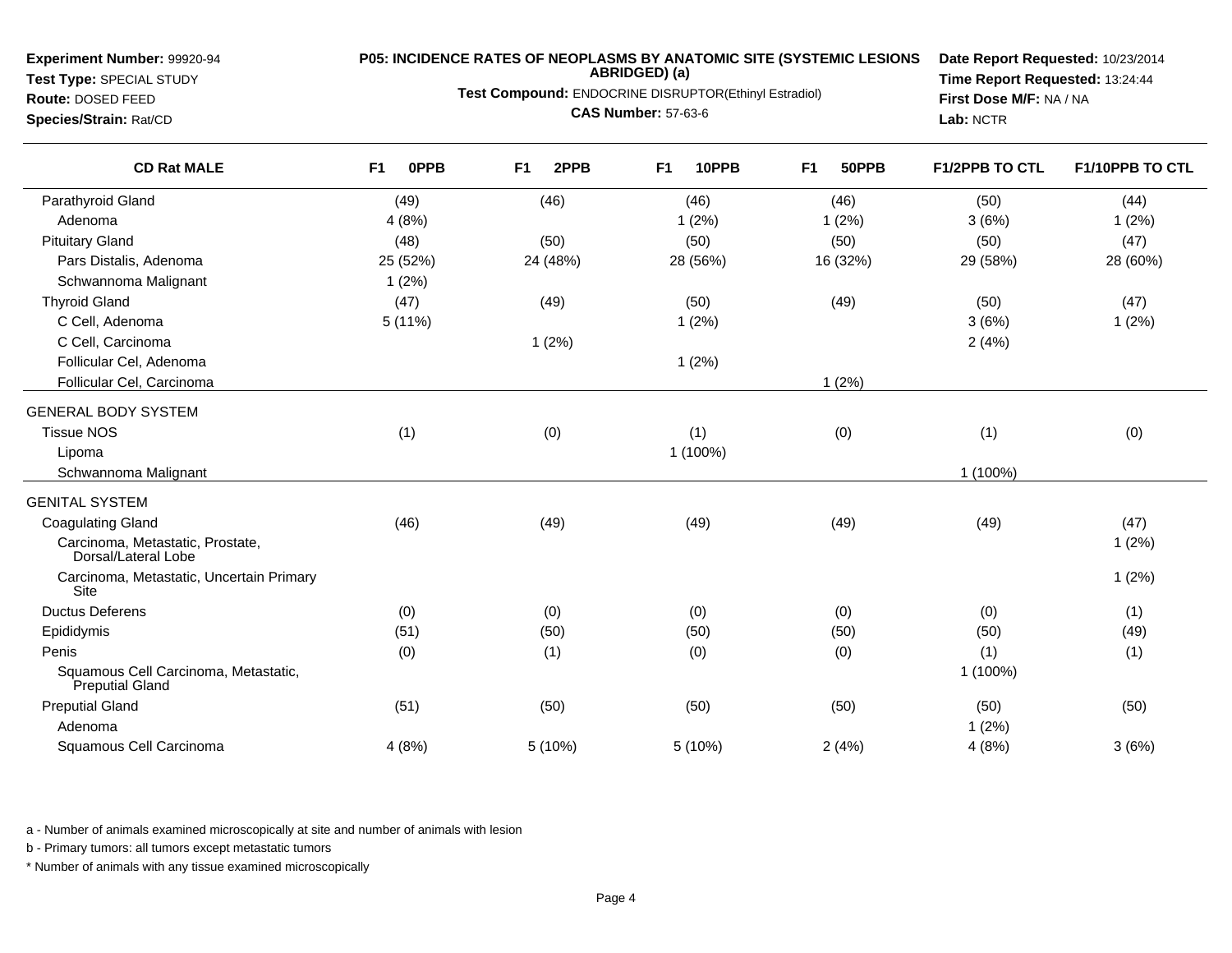**Experiment Number:** 99920-94
**Test Type:** SPECIAL STUDY
**Route:** DOSED FEED
**Species/Strain:** Rat/CD

**P05: INCIDENCE RATES OF NEOPLASMS BY ANATOMIC SITE (SYSTEMIC LESIONS ABRIDGED) (a)**
**Test Compound:** ENDOCRINE DISRUPTOR(Ethinyl Estradiol)
**CAS Number:** 57-63-6

**Date Report Requested:** 10/23/2014
**Time Report Requested:** 13:24:44
**First Dose M/F:** NA / NA
**Lab:** NCTR

| CD Rat MALE | F1 0PPB | F1 2PPB | F1 10PPB | F1 50PPB | F1/2PPB TO CTL | F1/10PPB TO CTL |
|---|---|---|---|---|---|---|
| Parathyroid Gland | (49) | (46) | (46) | (46) | (50) | (44) |
| Adenoma | 4 (8%) | | 1 (2%) | 1 (2%) | 3 (6%) | 1 (2%) |
| Pituitary Gland | (48) | (50) | (50) | (50) | (50) | (47) |
| Pars Distalis, Adenoma | 25 (52%) | 24 (48%) | 28 (56%) | 16 (32%) | 29 (58%) | 28 (60%) |
| Schwannoma Malignant | 1 (2%) | | | | | |
| Thyroid Gland | (47) | (49) | (50) | (49) | (50) | (47) |
| C Cell, Adenoma | 5 (11%) | | 1 (2%) | | 3 (6%) | 1 (2%) |
| C Cell, Carcinoma | | 1 (2%) | | | 2 (4%) | |
| Follicular Cel, Adenoma | | | 1 (2%) | | | |
| Follicular Cel, Carcinoma | | | | 1 (2%) | | |
| GENERAL BODY SYSTEM | | | | | | |
| Tissue NOS | (1) | (0) | (1) | (0) | (1) | (0) |
| Lipoma | | | 1 (100%) | | | |
| Schwannoma Malignant | | | | | 1 (100%) | |
| GENITAL SYSTEM | | | | | | |
| Coagulating Gland | (46) | (49) | (49) | (49) | (49) | (47) |
| Carcinoma, Metastatic, Prostate, Dorsal/Lateral Lobe | | | | | | 1 (2%) |
| Carcinoma, Metastatic, Uncertain Primary Site | | | | | | 1 (2%) |
| Ductus Deferens | (0) | (0) | (0) | (0) | (0) | (1) |
| Epididymis | (51) | (50) | (50) | (50) | (50) | (49) |
| Penis | (0) | (1) | (0) | (0) | (1) | (1) |
| Squamous Cell Carcinoma, Metastatic, Preputial Gland | | | | | 1 (100%) | |
| Preputial Gland | (51) | (50) | (50) | (50) | (50) | (50) |
| Adenoma | | | | | 1 (2%) | |
| Squamous Cell Carcinoma | 4 (8%) | 5 (10%) | 5 (10%) | 2 (4%) | 4 (8%) | 3 (6%) |

a - Number of animals examined microscopically at site and number of animals with lesion

b - Primary tumors: all tumors except metastatic tumors

* Number of animals with any tissue examined microscopically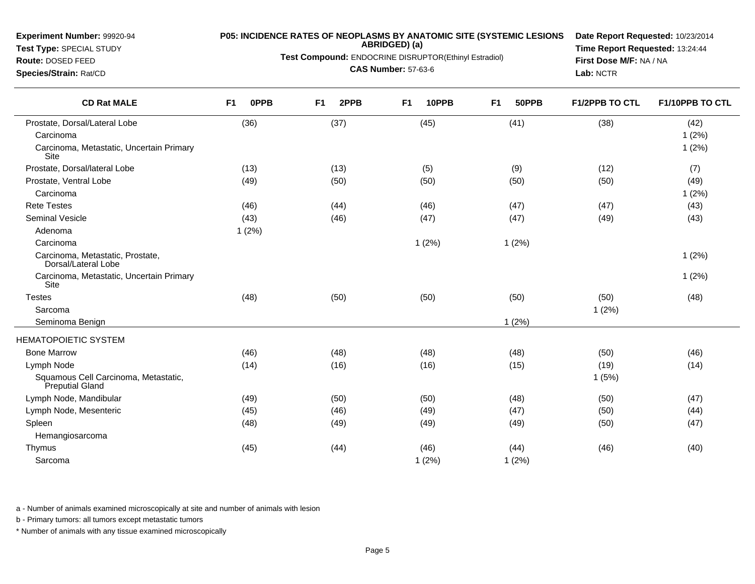**Experiment Number:** 99920-94
**Test Type:** SPECIAL STUDY
**Route:** DOSED FEED
**Species/Strain:** Rat/CD

**P05: INCIDENCE RATES OF NEOPLASMS BY ANATOMIC SITE (SYSTEMIC LESIONS ABRIDGED) (a)**
**Test Compound:** ENDOCRINE DISRUPTOR(Ethinyl Estradiol)
**CAS Number:** 57-63-6

**Date Report Requested:** 10/23/2014
**Time Report Requested:** 13:24:44
**First Dose M/F:** NA / NA
**Lab:** NCTR

| CD Rat MALE | F1 0PPB | F1 2PPB | F1 10PPB | F1 50PPB | F1/2PPB TO CTL | F1/10PPB TO CTL |
|---|---|---|---|---|---|---|
| Prostate, Dorsal/Lateral Lobe | (36) | (37) | (45) | (41) | (38) | (42) |
| Carcinoma | | | | | | 1 (2%) |
| Carcinoma, Metastatic, Uncertain Primary Site | | | | | | 1 (2%) |
| Prostate, Dorsal/lateral Lobe | (13) | (13) | (5) | (9) | (12) | (7) |
| Prostate, Ventral Lobe | (49) | (50) | (50) | (50) | (50) | (49) |
| Carcinoma | | | | | | 1 (2%) |
| Rete Testes | (46) | (44) | (46) | (47) | (47) | (43) |
| Seminal Vesicle | (43) | (46) | (47) | (47) | (49) | (43) |
| Adenoma | 1 (2%) | | | | | |
| Carcinoma | | | 1 (2%) | 1 (2%) | | |
| Carcinoma, Metastatic, Prostate, Dorsal/Lateral Lobe | | | | | | 1 (2%) |
| Carcinoma, Metastatic, Uncertain Primary Site | | | | | | 1 (2%) |
| Testes | (48) | (50) | (50) | (50) | (50) | (48) |
| Sarcoma | | | | | 1 (2%) | |
| Seminoma Benign | | | | 1 (2%) | | |
| HEMATOPOIETIC SYSTEM | | | | | | |
| Bone Marrow | (46) | (48) | (48) | (48) | (50) | (46) |
| Lymph Node | (14) | (16) | (16) | (15) | (19) | (14) |
| Squamous Cell Carcinoma, Metastatic, Preputial Gland | | | | | 1 (5%) | |
| Lymph Node, Mandibular | (49) | (50) | (50) | (48) | (50) | (47) |
| Lymph Node, Mesenteric | (45) | (46) | (49) | (47) | (50) | (44) |
| Spleen | (48) | (49) | (49) | (49) | (50) | (47) |
| Hemangiosarcoma | | | | | | |
| Thymus | (45) | (44) | (46) | (44) | (46) | (40) |
| Sarcoma | | | 1 (2%) | 1 (2%) | | |

a - Number of animals examined microscopically at site and number of animals with lesion

b - Primary tumors: all tumors except metastatic tumors

* Number of animals with any tissue examined microscopically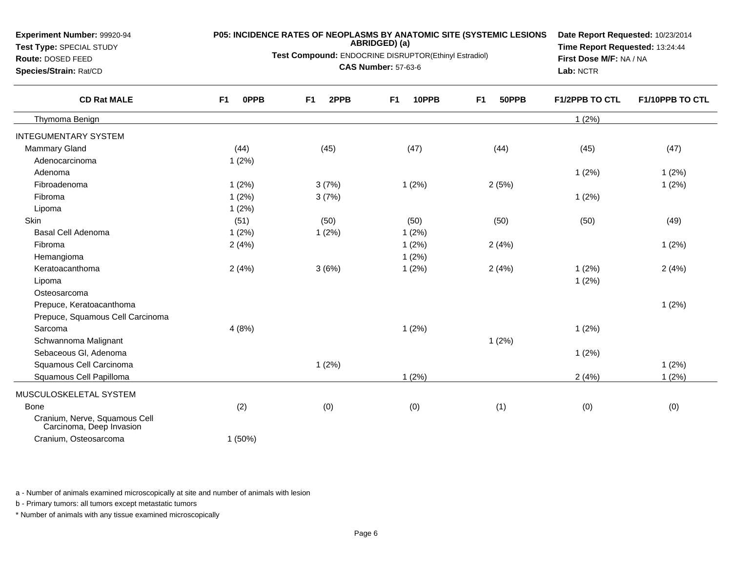**Experiment Number:** 99920-94
**Test Type:** SPECIAL STUDY
**Route:** DOSED FEED
**Species/Strain:** Rat/CD

**P05: INCIDENCE RATES OF NEOPLASMS BY ANATOMIC SITE (SYSTEMIC LESIONS ABRIDGED) (a)**
**Test Compound:** ENDOCRINE DISRUPTOR(Ethinyl Estradiol)
**CAS Number:** 57-63-6

**Date Report Requested:** 10/23/2014
**Time Report Requested:** 13:24:44
**First Dose M/F:** NA / NA
**Lab:** NCTR

| CD Rat MALE | F1 0PPB | F1 2PPB | F1 10PPB | F1 50PPB | F1/2PPB TO CTL | F1/10PPB TO CTL |
|---|---|---|---|---|---|---|
| Thymoma Benign | | | | | 1 (2%) | |
| INTEGUMENTARY SYSTEM | | | | | | |
| Mammary Gland | (44) | (45) | (47) | (44) | (45) | (47) |
| Adenocarcinoma | 1 (2%) | | | | | |
| Adenoma | | | | | 1 (2%) | 1 (2%) |
| Fibroadenoma | 1 (2%) | 3 (7%) | 1 (2%) | 2 (5%) | | 1 (2%) |
| Fibroma | 1 (2%) | 3 (7%) | | | 1 (2%) | |
| Lipoma | 1 (2%) | | | | | |
| Skin | (51) | (50) | (50) | (50) | (50) | (49) |
| Basal Cell Adenoma | 1 (2%) | 1 (2%) | 1 (2%) | | | |
| Fibroma | 2 (4%) | | 1 (2%) | 2 (4%) | | 1 (2%) |
| Hemangioma | | | 1 (2%) | | | |
| Keratoacanthoma | 2 (4%) | 3 (6%) | 1 (2%) | 2 (4%) | 1 (2%) | 2 (4%) |
| Lipoma | | | | | 1 (2%) | |
| Osteosarcoma | | | | | | |
| Prepuce, Keratoacanthoma | | | | | | 1 (2%) |
| Prepuce, Squamous Cell Carcinoma | | | | | | |
| Sarcoma | 4 (8%) | | 1 (2%) | | 1 (2%) | |
| Schwannoma Malignant | | | | 1 (2%) | | |
| Sebaceous Gl, Adenoma | | | | | 1 (2%) | |
| Squamous Cell Carcinoma | | 1 (2%) | | | | 1 (2%) |
| Squamous Cell Papilloma | | | 1 (2%) | | 2 (4%) | 1 (2%) |
| MUSCULOSKELETAL SYSTEM | | | | | | |
| Bone | (2) | (0) | (0) | (1) | (0) | (0) |
| Cranium, Nerve, Squamous Cell Carcinoma, Deep Invasion | | | | | | |
| Cranium, Osteosarcoma | 1 (50%) | | | | | |

a - Number of animals examined microscopically at site and number of animals with lesion

b - Primary tumors: all tumors except metastatic tumors

* Number of animals with any tissue examined microscopically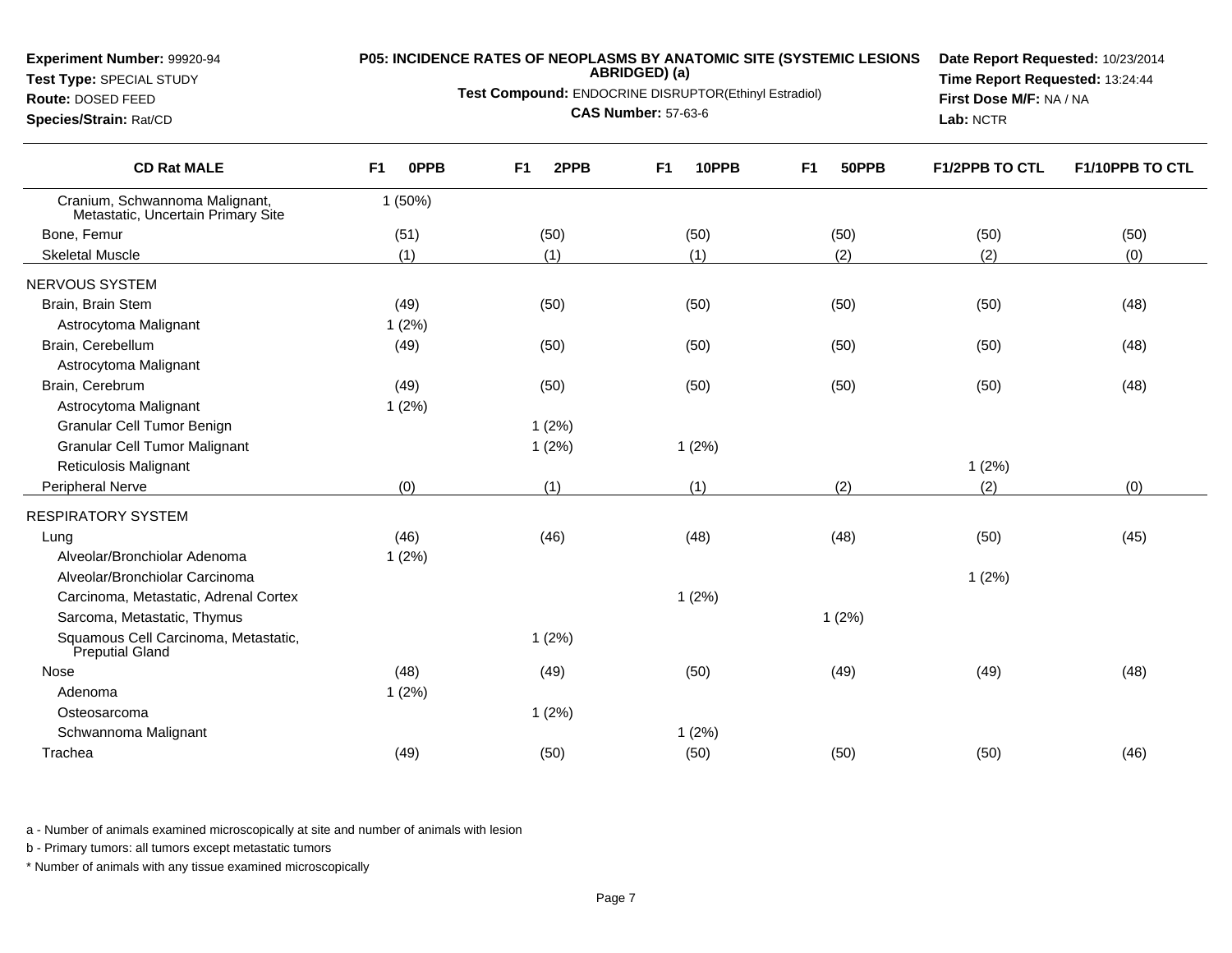**Experiment Number:** 99920-94
**Test Type:** SPECIAL STUDY
**Route:** DOSED FEED
**Species/Strain:** Rat/CD

**P05: INCIDENCE RATES OF NEOPLASMS BY ANATOMIC SITE (SYSTEMIC LESIONS ABRIDGED) (a)**
**Test Compound:** ENDOCRINE DISRUPTOR(Ethinyl Estradiol)
**CAS Number:** 57-63-6

**Date Report Requested:** 10/23/2014
**Time Report Requested:** 13:24:44
**First Dose M/F:** NA / NA
**Lab:** NCTR

| CD Rat MALE | F1 0PPB | F1 2PPB | F1 10PPB | F1 50PPB | F1/2PPB TO CTL | F1/10PPB TO CTL |
|---|---|---|---|---|---|---|
| Cranium, Schwannoma Malignant, Metastatic, Uncertain Primary Site | 1 (50%) | | | | | |
| Bone, Femur | (51) | (50) | (50) | (50) | (50) | (50) |
| Skeletal Muscle | (1) | (1) | (1) | (2) | (2) | (0) |
| NERVOUS SYSTEM | | | | | | |
| Brain, Brain Stem | (49) | (50) | (50) | (50) | (50) | (48) |
| Astrocytoma Malignant | 1 (2%) | | | | | |
| Brain, Cerebellum | (49) | (50) | (50) | (50) | (50) | (48) |
| Astrocytoma Malignant | | | | | | |
| Brain, Cerebrum | (49) | (50) | (50) | (50) | (50) | (48) |
| Astrocytoma Malignant | 1 (2%) | | | | | |
| Granular Cell Tumor Benign | | 1 (2%) | | | | |
| Granular Cell Tumor Malignant | | 1 (2%) | 1 (2%) | | | |
| Reticulosis Malignant | | | | | 1 (2%) | |
| Peripheral Nerve | (0) | (1) | (1) | (2) | (2) | (0) |
| RESPIRATORY SYSTEM | | | | | | |
| Lung | (46) | (46) | (48) | (48) | (50) | (45) |
| Alveolar/Bronchiolar Adenoma | 1 (2%) | | | | | |
| Alveolar/Bronchiolar Carcinoma | | | | | 1 (2%) | |
| Carcinoma, Metastatic, Adrenal Cortex | | | 1 (2%) | | | |
| Sarcoma, Metastatic, Thymus | | | | 1 (2%) | | |
| Squamous Cell Carcinoma, Metastatic, Preputial Gland | | 1 (2%) | | | | |
| Nose | (48) | (49) | (50) | (49) | (49) | (48) |
| Adenoma | 1 (2%) | | | | | |
| Osteosarcoma | | 1 (2%) | | | | |
| Schwannoma Malignant | | | 1 (2%) | | | |
| Trachea | (49) | (50) | (50) | (50) | (50) | (46) |

a - Number of animals examined microscopically at site and number of animals with lesion

b - Primary tumors: all tumors except metastatic tumors

* Number of animals with any tissue examined microscopically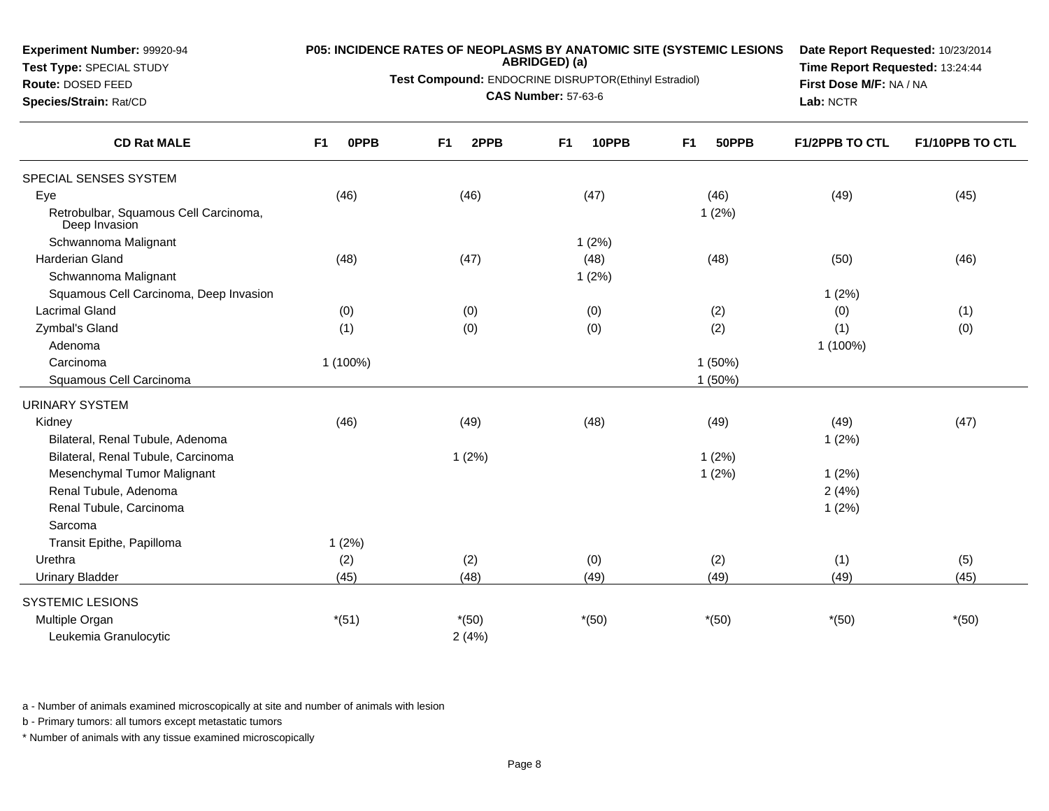**Experiment Number:** 99920-94
**Test Type:** SPECIAL STUDY
**Route:** DOSED FEED
**Species/Strain:** Rat/CD

**P05: INCIDENCE RATES OF NEOPLASMS BY ANATOMIC SITE (SYSTEMIC LESIONS ABRIDGED) (a)**
**Test Compound:** ENDOCRINE DISRUPTOR(Ethinyl Estradiol)
**CAS Number:** 57-63-6

**Date Report Requested:** 10/23/2014
**Time Report Requested:** 13:24:44
**First Dose M/F:** NA / NA
**Lab:** NCTR

| CD Rat MALE | F1 0PPB | F1 2PPB | F1 10PPB | F1 50PPB | F1/2PPB TO CTL | F1/10PPB TO CTL |
|---|---|---|---|---|---|---|
| SPECIAL SENSES SYSTEM | | | | | | |
| Eye | (46) | (46) | (47) | (46) | (49) | (45) |
| Retrobulbar, Squamous Cell Carcinoma, Deep Invasion | | | | 1 (2%) | | |
| Schwannoma Malignant | | | 1 (2%) | | | |
| Harderian Gland | (48) | (47) | (48) | (48) | (50) | (46) |
| Schwannoma Malignant | | | 1 (2%) | | | |
| Squamous Cell Carcinoma, Deep Invasion | | | | | 1 (2%) | |
| Lacrimal Gland | (0) | (0) | (0) | (2) | (0) | (1) |
| Zymbal's Gland | (1) | (0) | (0) | (2) | (1) | (0) |
| Adenoma | | | | | 1 (100%) | |
| Carcinoma | 1 (100%) | | | 1 (50%) | | |
| Squamous Cell Carcinoma | | | | 1 (50%) | | |
| URINARY SYSTEM | | | | | | |
| Kidney | (46) | (49) | (48) | (49) | (49) | (47) |
| Bilateral, Renal Tubule, Adenoma | | | | | 1 (2%) | |
| Bilateral, Renal Tubule, Carcinoma | | 1 (2%) | | 1 (2%) | | |
| Mesenchymal Tumor Malignant | | | | 1 (2%) | 1 (2%) | |
| Renal Tubule, Adenoma | | | | | 2 (4%) | |
| Renal Tubule, Carcinoma | | | | | 1 (2%) | |
| Sarcoma | | | | | | |
| Transit Epithe, Papilloma | 1 (2%) | | | | | |
| Urethra | (2) | (2) | (0) | (2) | (1) | (5) |
| Urinary Bladder | (45) | (48) | (49) | (49) | (49) | (45) |
| SYSTEMIC LESIONS | | | | | | |
| Multiple Organ | *(51) | *(50) | *(50) | *(50) | *(50) | *(50) |
| Leukemia Granulocytic | | 2 (4%) | | | | |

a - Number of animals examined microscopically at site and number of animals with lesion

b - Primary tumors: all tumors except metastatic tumors

* Number of animals with any tissue examined microscopically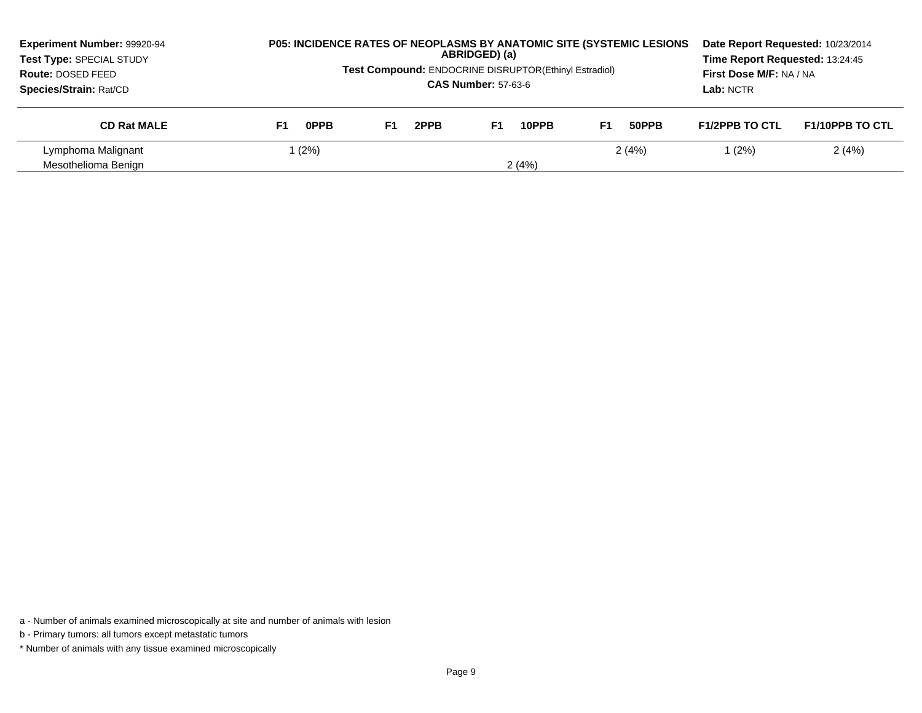**Experiment Number:** 99920-94
**Test Type:** SPECIAL STUDY
**Route:** DOSED FEED
**Species/Strain:** Rat/CD

**P05: INCIDENCE RATES OF NEOPLASMS BY ANATOMIC SITE (SYSTEMIC LESIONS ABRIDGED) (a)**

**Test Compound:** ENDOCRINE DISRUPTOR(Ethinyl Estradiol)

**CAS Number:** 57-63-6

**Date Report Requested:** 10/23/2014
**Time Report Requested:** 13:24:45
**First Dose M/F:** NA / NA
**Lab:** NCTR

| CD Rat MALE | F1 0PPB | F1 2PPB | F1 10PPB | F1 50PPB | F1/2PPB TO CTL | F1/10PPB TO CTL |
|---|---|---|---|---|---|---|
| Lymphoma Malignant | 1 (2%) | | | 2 (4%) | 1 (2%) | 2 (4%) |
| Mesothelioma Benign | | | 2 (4%) | | | |

a - Number of animals examined microscopically at site and number of animals with lesion

b - Primary tumors: all tumors except metastatic tumors

* Number of animals with any tissue examined microscopically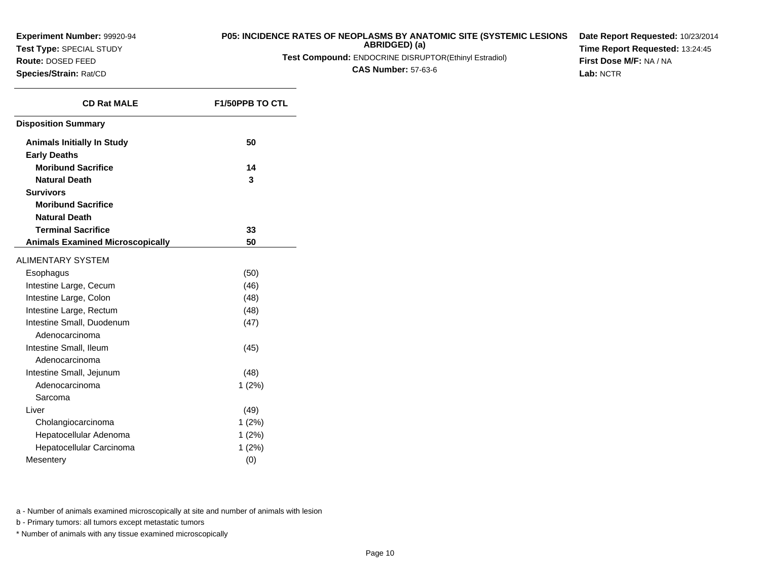**Experiment Number:** 99920-94
**Test Type:** SPECIAL STUDY
**Route:** DOSED FEED
**Species/Strain:** Rat/CD

**P05: INCIDENCE RATES OF NEOPLASMS BY ANATOMIC SITE (SYSTEMIC LESIONS ABRIDGED) (a)**
**Test Compound:** ENDOCRINE DISRUPTOR(Ethinyl Estradiol)
**CAS Number:** 57-63-6

**Date Report Requested:** 10/23/2014
**Time Report Requested:** 13:24:45
**First Dose M/F:** NA / NA
**Lab:** NCTR

| CD Rat MALE | F1/50PPB TO CTL |
|---|---|
| **Disposition Summary** | |
| **Animals Initially In Study** | **50** |
| **Early Deaths** | |
| **Moribund Sacrifice** | **14** |
| **Natural Death** | **3** |
| **Survivors** | |
| **Moribund Sacrifice** | |
| **Natural Death** | |
| **Terminal Sacrifice** | **33** |
| **Animals Examined Microscopically** | **50** |
| ALIMENTARY SYSTEM | |
| Esophagus | (50) |
| Intestine Large, Cecum | (46) |
| Intestine Large, Colon | (48) |
| Intestine Large, Rectum | (48) |
| Intestine Small, Duodenum | (47) |
| Adenocarcinoma | |
| Intestine Small, Ileum | (45) |
| Adenocarcinoma | |
| Intestine Small, Jejunum | (48) |
| Adenocarcinoma | 1 (2%) |
| Sarcoma | |
| Liver | (49) |
| Cholangiocarcinoma | 1 (2%) |
| Hepatocellular Adenoma | 1 (2%) |
| Hepatocellular Carcinoma | 1 (2%) |
| Mesentery | (0) |

a - Number of animals examined microscopically at site and number of animals with lesion

b - Primary tumors: all tumors except metastatic tumors

* Number of animals with any tissue examined microscopically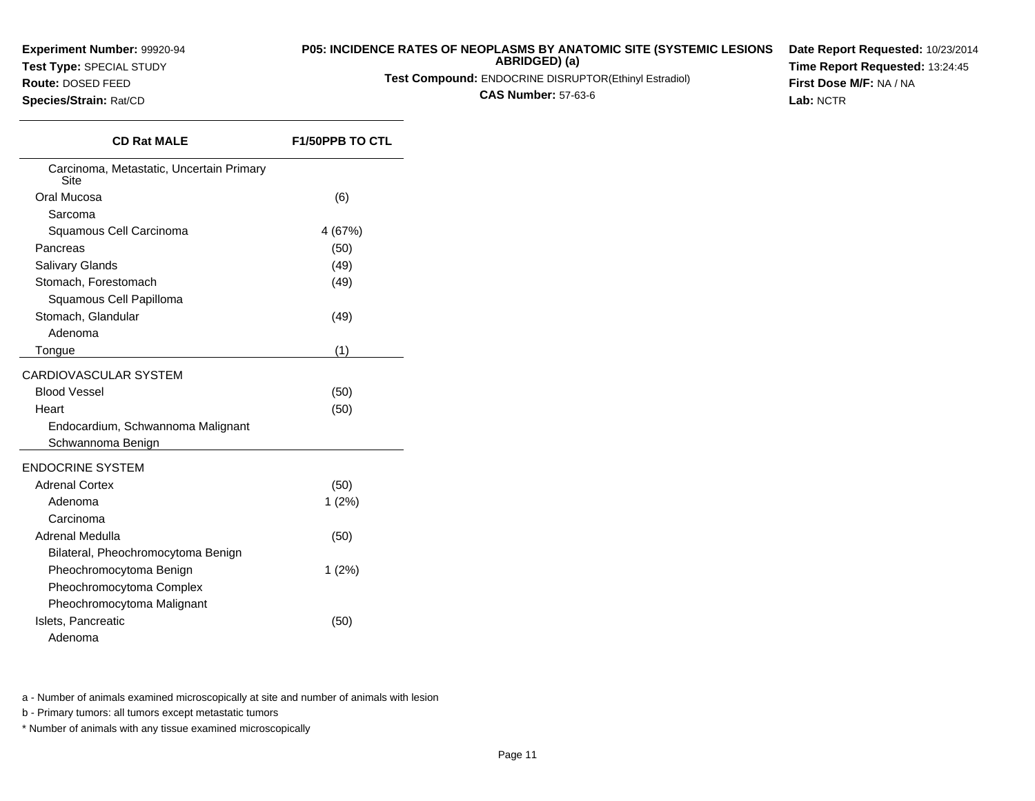**Experiment Number:** 99920-94
**Test Type:** SPECIAL STUDY
**Route:** DOSED FEED
**Species/Strain:** Rat/CD

**P05: INCIDENCE RATES OF NEOPLASMS BY ANATOMIC SITE (SYSTEMIC LESIONS ABRIDGED) (a)**
**Test Compound:** ENDOCRINE DISRUPTOR(Ethinyl Estradiol)
**CAS Number:** 57-63-6

**Date Report Requested:** 10/23/2014
**Time Report Requested:** 13:24:45
**First Dose M/F:** NA / NA
**Lab:** NCTR

| CD Rat MALE | F1/50PPB TO CTL |
|---|---|
| Carcinoma, Metastatic, Uncertain Primary Site | |
| Oral Mucosa | (6) |
| Sarcoma | |
| Squamous Cell Carcinoma | 4 (67%) |
| Pancreas | (50) |
| Salivary Glands | (49) |
| Stomach, Forestomach | (49) |
| Squamous Cell Papilloma | |
| Stomach, Glandular | (49) |
| Adenoma | |
| Tongue | (1) |
| CARDIOVASCULAR SYSTEM | |
| Blood Vessel | (50) |
| Heart | (50) |
| Endocardium, Schwannoma Malignant | |
| Schwannoma Benign | |
| ENDOCRINE SYSTEM | |
| Adrenal Cortex | (50) |
| Adenoma | 1 (2%) |
| Carcinoma | |
| Adrenal Medulla | (50) |
| Bilateral, Pheochromocytoma Benign | |
| Pheochromocytoma Benign | 1 (2%) |
| Pheochromocytoma Complex | |
| Pheochromocytoma Malignant | |
| Islets, Pancreatic | (50) |
| Adenoma | |

a - Number of animals examined microscopically at site and number of animals with lesion

b - Primary tumors: all tumors except metastatic tumors

* Number of animals with any tissue examined microscopically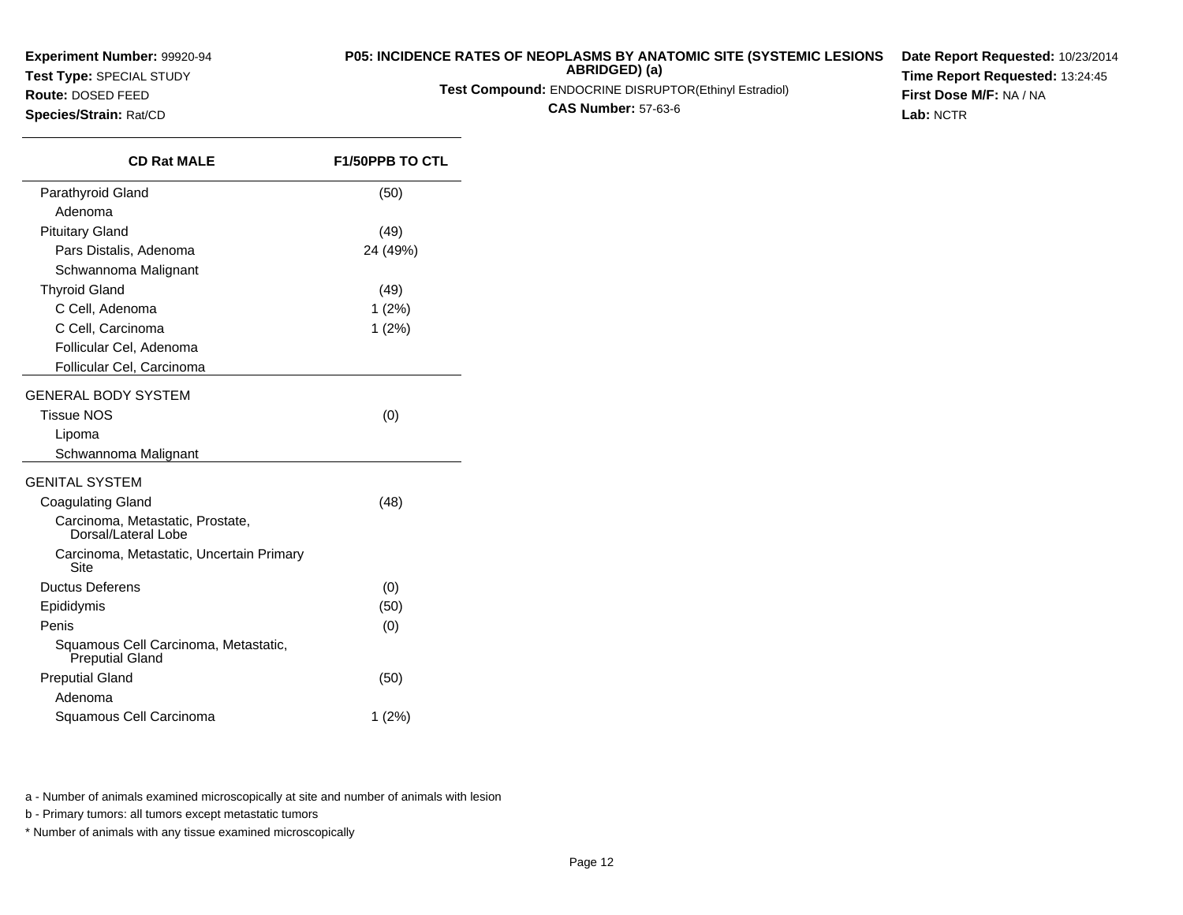**Experiment Number:** 99920-94
**Test Type:** SPECIAL STUDY
**Route:** DOSED FEED
**Species/Strain:** Rat/CD

**P05: INCIDENCE RATES OF NEOPLASMS BY ANATOMIC SITE (SYSTEMIC LESIONS ABRIDGED) (a)**
**Test Compound:** ENDOCRINE DISRUPTOR(Ethinyl Estradiol)
**CAS Number:** 57-63-6

**Date Report Requested:** 10/23/2014
**Time Report Requested:** 13:24:45
**First Dose M/F:** NA / NA
**Lab:** NCTR

| CD Rat MALE | F1/50PPB TO CTL |
|---|---|
| Parathyroid Gland | (50) |
| Adenoma | |
| Pituitary Gland | (49) |
| Pars Distalis, Adenoma | 24 (49%) |
| Schwannoma Malignant | |
| Thyroid Gland | (49) |
| C Cell, Adenoma | 1 (2%) |
| C Cell, Carcinoma | 1 (2%) |
| Follicular Cel, Adenoma | |
| Follicular Cel, Carcinoma | |
| GENERAL BODY SYSTEM | |
| Tissue NOS | (0) |
| Lipoma | |
| Schwannoma Malignant | |
| GENITAL SYSTEM | |
| Coagulating Gland | (48) |
| Carcinoma, Metastatic, Prostate, Dorsal/Lateral Lobe | |
| Carcinoma, Metastatic, Uncertain Primary Site | |
| Ductus Deferens | (0) |
| Epididymis | (50) |
| Penis | (0) |
| Squamous Cell Carcinoma, Metastatic, Preputial Gland | |
| Preputial Gland | (50) |
| Adenoma | |
| Squamous Cell Carcinoma | 1 (2%) |

a - Number of animals examined microscopically at site and number of animals with lesion

b - Primary tumors: all tumors except metastatic tumors

* Number of animals with any tissue examined microscopically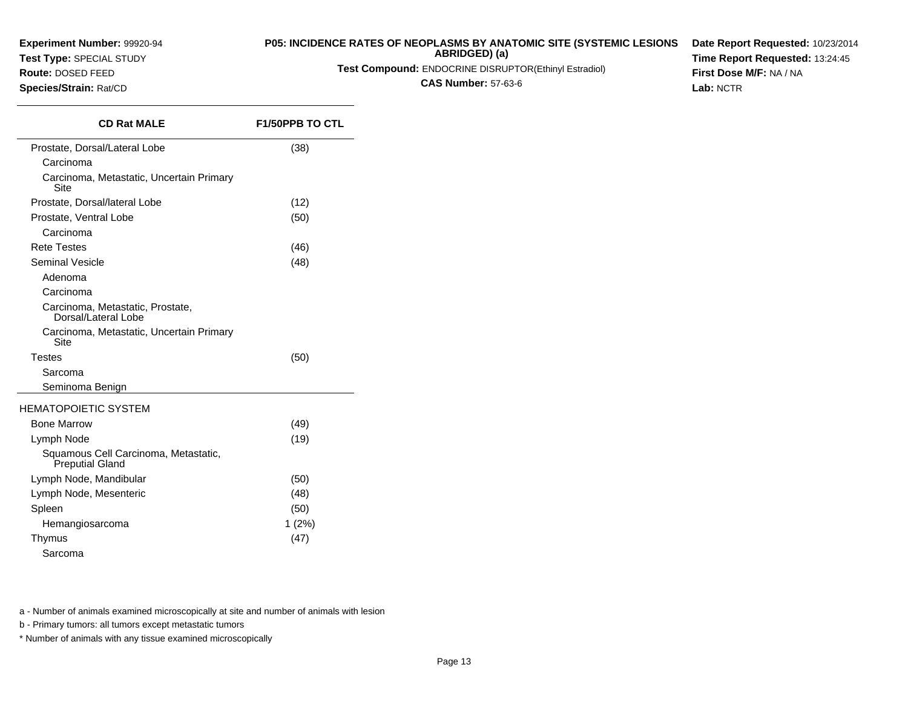**Experiment Number:** 99920-94
**Test Type:** SPECIAL STUDY
**Route:** DOSED FEED
**Species/Strain:** Rat/CD

**P05: INCIDENCE RATES OF NEOPLASMS BY ANATOMIC SITE (SYSTEMIC LESIONS ABRIDGED) (a)**
**Test Compound:** ENDOCRINE DISRUPTOR(Ethinyl Estradiol)
**CAS Number:** 57-63-6

**Date Report Requested:** 10/23/2014
**Time Report Requested:** 13:24:45
**First Dose M/F:** NA / NA
**Lab:** NCTR

| CD Rat MALE | F1/50PPB TO CTL |
|---|---|
| Prostate, Dorsal/Lateral Lobe | (38) |
| Carcinoma | |
| Carcinoma, Metastatic, Uncertain Primary Site | |
| Prostate, Dorsal/lateral Lobe | (12) |
| Prostate, Ventral Lobe | (50) |
| Carcinoma | |
| Rete Testes | (46) |
| Seminal Vesicle | (48) |
| Adenoma | |
| Carcinoma | |
| Carcinoma, Metastatic, Prostate, Dorsal/Lateral Lobe | |
| Carcinoma, Metastatic, Uncertain Primary Site | |
| Testes | (50) |
| Sarcoma | |
| Seminoma Benign | |
| HEMATOPOIETIC SYSTEM | |
| Bone Marrow | (49) |
| Lymph Node | (19) |
| Squamous Cell Carcinoma, Metastatic, Preputial Gland | |
| Lymph Node, Mandibular | (50) |
| Lymph Node, Mesenteric | (48) |
| Spleen | (50) |
| Hemangiosarcoma | 1 (2%) |
| Thymus | (47) |
| Sarcoma | |

a - Number of animals examined microscopically at site and number of animals with lesion

b - Primary tumors: all tumors except metastatic tumors

\* Number of animals with any tissue examined microscopically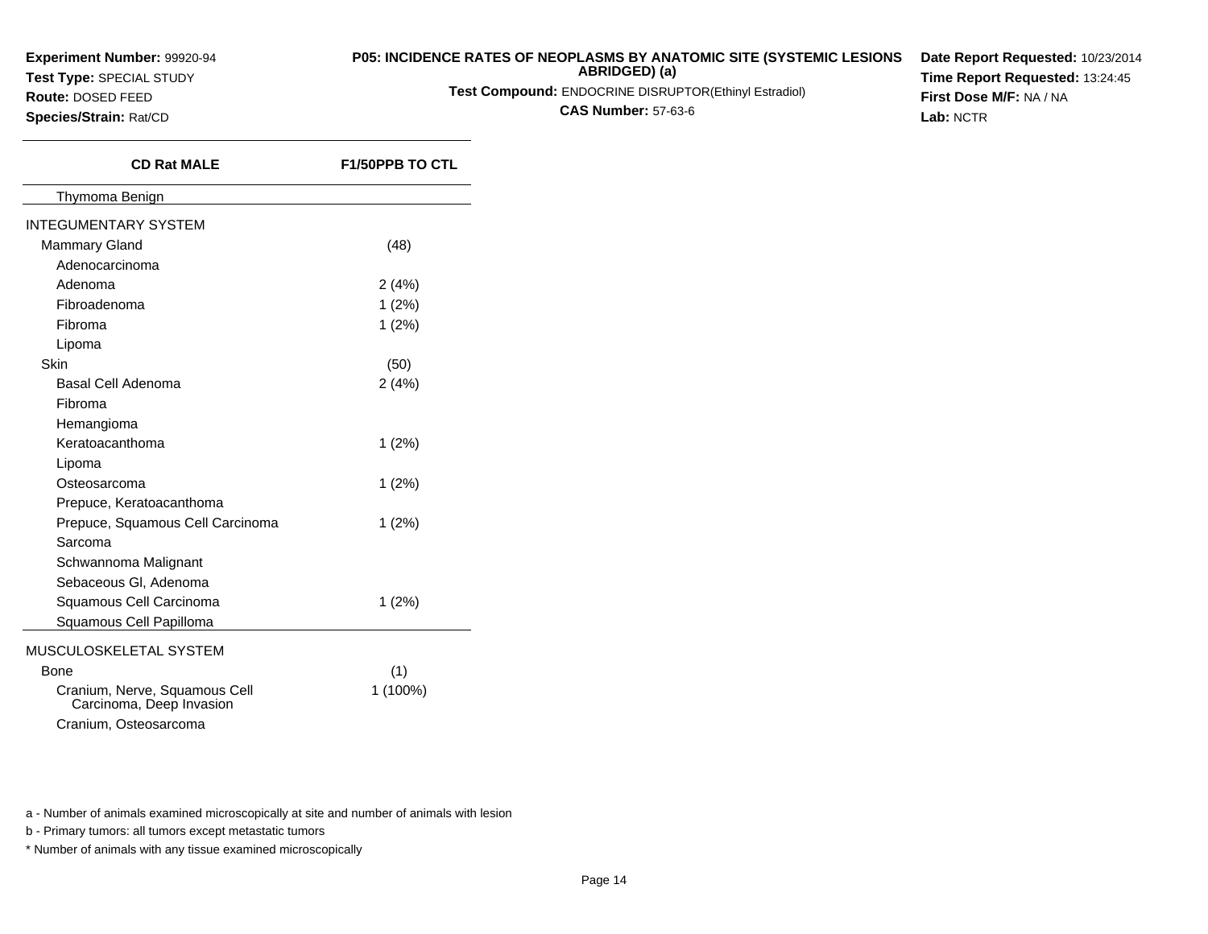**Experiment Number:** 99920-94
**Test Type:** SPECIAL STUDY
**Route:** DOSED FEED
**Species/Strain:** Rat/CD

**P05: INCIDENCE RATES OF NEOPLASMS BY ANATOMIC SITE (SYSTEMIC LESIONS ABRIDGED) (a)**
**Test Compound:** ENDOCRINE DISRUPTOR(Ethinyl Estradiol)
**CAS Number:** 57-63-6

**Date Report Requested:** 10/23/2014
**Time Report Requested:** 13:24:45
**First Dose M/F:** NA / NA
**Lab:** NCTR

| CD Rat MALE | F1/50PPB TO CTL |
|---|---|
| Thymoma Benign | |
| INTEGUMENTARY SYSTEM | |
| Mammary Gland | (48) |
| Adenocarcinoma | |
| Adenoma | 2 (4%) |
| Fibroadenoma | 1 (2%) |
| Fibroma | 1 (2%) |
| Lipoma | |
| Skin | (50) |
| Basal Cell Adenoma | 2 (4%) |
| Fibroma | |
| Hemangioma | |
| Keratoacanthoma | 1 (2%) |
| Lipoma | |
| Osteosarcoma | 1 (2%) |
| Prepuce, Keratoacanthoma | |
| Prepuce, Squamous Cell Carcinoma | 1 (2%) |
| Sarcoma | |
| Schwannoma Malignant | |
| Sebaceous Gl, Adenoma | |
| Squamous Cell Carcinoma | 1 (2%) |
| Squamous Cell Papilloma | |
| MUSCULOSKELETAL SYSTEM | |
| Bone | (1) |
| Cranium, Nerve, Squamous Cell Carcinoma, Deep Invasion | 1 (100%) |
| Cranium, Osteosarcoma | |

a - Number of animals examined microscopically at site and number of animals with lesion

b - Primary tumors: all tumors except metastatic tumors

* Number of animals with any tissue examined microscopically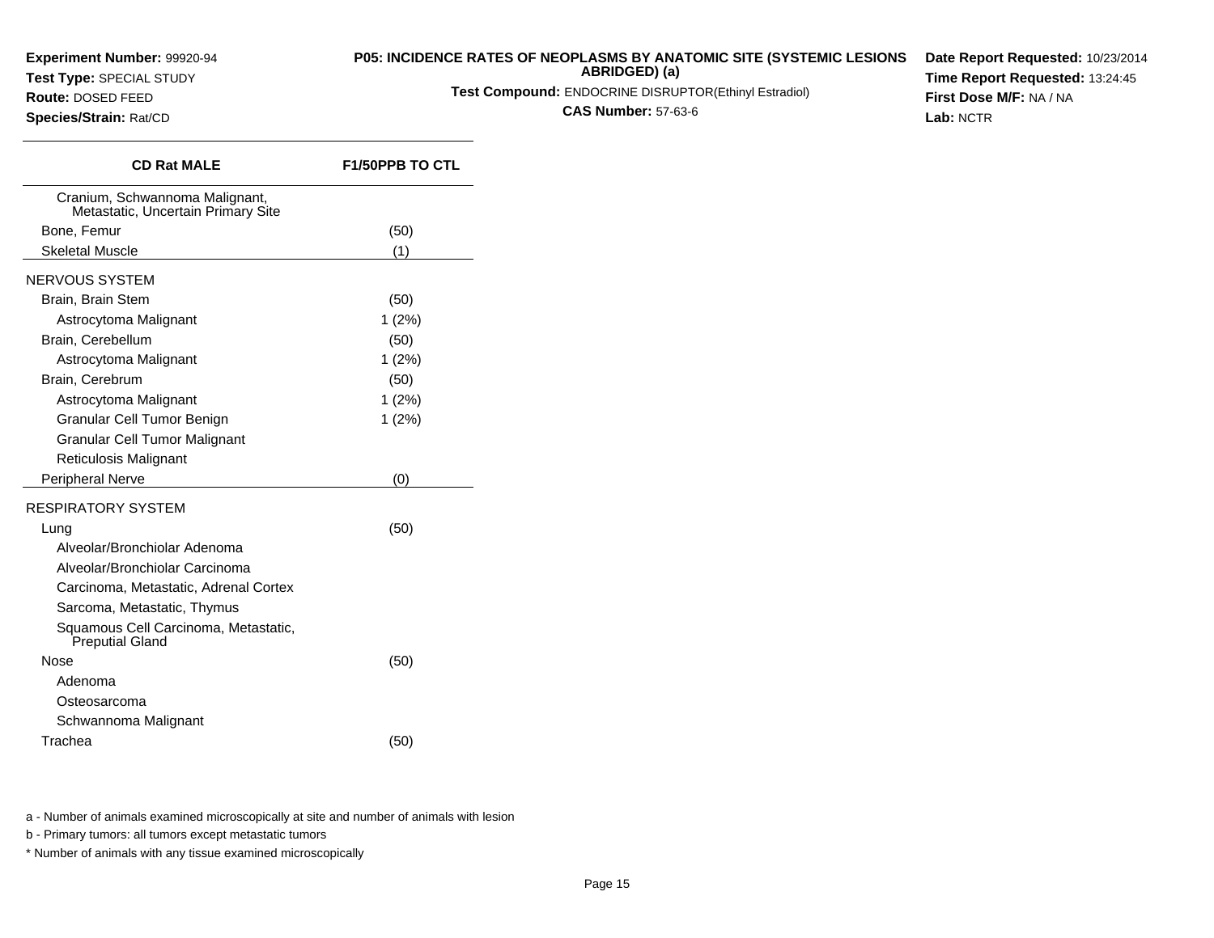**Experiment Number:** 99920-94
**Test Type:** SPECIAL STUDY
**Route:** DOSED FEED
**Species/Strain:** Rat/CD

**P05: INCIDENCE RATES OF NEOPLASMS BY ANATOMIC SITE (SYSTEMIC LESIONS ABRIDGED) (a)**
**Test Compound:** ENDOCRINE DISRUPTOR(Ethinyl Estradiol)
**CAS Number:** 57-63-6

**Date Report Requested:** 10/23/2014
**Time Report Requested:** 13:24:45
**First Dose M/F:** NA / NA
**Lab:** NCTR

| CD Rat MALE | F1/50PPB TO CTL |
|---|---|
| Cranium, Schwannoma Malignant, Metastatic, Uncertain Primary Site | |
| Bone, Femur | (50) |
| Skeletal Muscle | (1) |
| NERVOUS SYSTEM | |
| Brain, Brain Stem | (50) |
| Astrocytoma Malignant | 1 (2%) |
| Brain, Cerebellum | (50) |
| Astrocytoma Malignant | 1 (2%) |
| Brain, Cerebrum | (50) |
| Astrocytoma Malignant | 1 (2%) |
| Granular Cell Tumor Benign | 1 (2%) |
| Granular Cell Tumor Malignant | |
| Reticulosis Malignant | |
| Peripheral Nerve | (0) |
| RESPIRATORY SYSTEM | |
| Lung | (50) |
| Alveolar/Bronchiolar Adenoma | |
| Alveolar/Bronchiolar Carcinoma | |
| Carcinoma, Metastatic, Adrenal Cortex | |
| Sarcoma, Metastatic, Thymus | |
| Squamous Cell Carcinoma, Metastatic, Preputial Gland | |
| Nose | (50) |
| Adenoma | |
| Osteosarcoma | |
| Schwannoma Malignant | |
| Trachea | (50) |

a - Number of animals examined microscopically at site and number of animals with lesion

b - Primary tumors: all tumors except metastatic tumors

* Number of animals with any tissue examined microscopically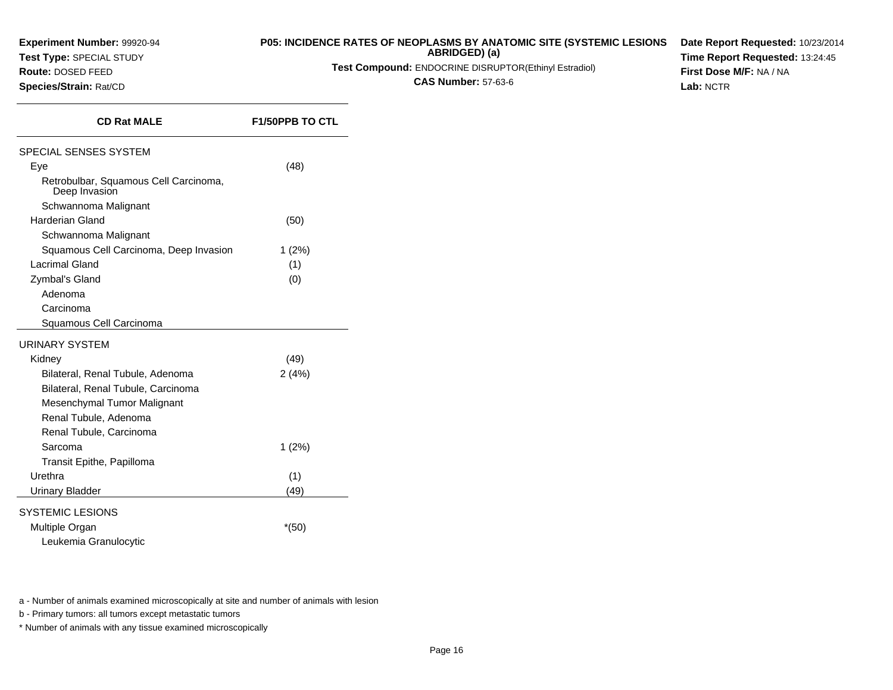**Experiment Number:** 99920-94
**Test Type:** SPECIAL STUDY
**Route:** DOSED FEED
**Species/Strain:** Rat/CD

**P05: INCIDENCE RATES OF NEOPLASMS BY ANATOMIC SITE (SYSTEMIC LESIONS ABRIDGED) (a)**
**Test Compound:** ENDOCRINE DISRUPTOR(Ethinyl Estradiol)
**CAS Number:** 57-63-6

**Date Report Requested:** 10/23/2014
**Time Report Requested:** 13:24:45
**First Dose M/F:** NA / NA
**Lab:** NCTR

| CD Rat MALE | F1/50PPB TO CTL |
|---|---|
| SPECIAL SENSES SYSTEM | |
| Eye | (48) |
| Retrobulbar, Squamous Cell Carcinoma, Deep Invasion | |
| Schwannoma Malignant | |
| Harderian Gland | (50) |
| Schwannoma Malignant | |
| Squamous Cell Carcinoma, Deep Invasion | 1 (2%) |
| Lacrimal Gland | (1) |
| Zymbal's Gland | (0) |
| Adenoma | |
| Carcinoma | |
| Squamous Cell Carcinoma | |
| URINARY SYSTEM | |
| Kidney | (49) |
| Bilateral, Renal Tubule, Adenoma | 2 (4%) |
| Bilateral, Renal Tubule, Carcinoma | |
| Mesenchymal Tumor Malignant | |
| Renal Tubule, Adenoma | |
| Renal Tubule, Carcinoma | |
| Sarcoma | 1 (2%) |
| Transit Epithe, Papilloma | |
| Urethra | (1) |
| Urinary Bladder | (49) |
| SYSTEMIC LESIONS | |
| Multiple Organ | *(50) |
| Leukemia Granulocytic | |

a - Number of animals examined microscopically at site and number of animals with lesion

b - Primary tumors: all tumors except metastatic tumors

* Number of animals with any tissue examined microscopically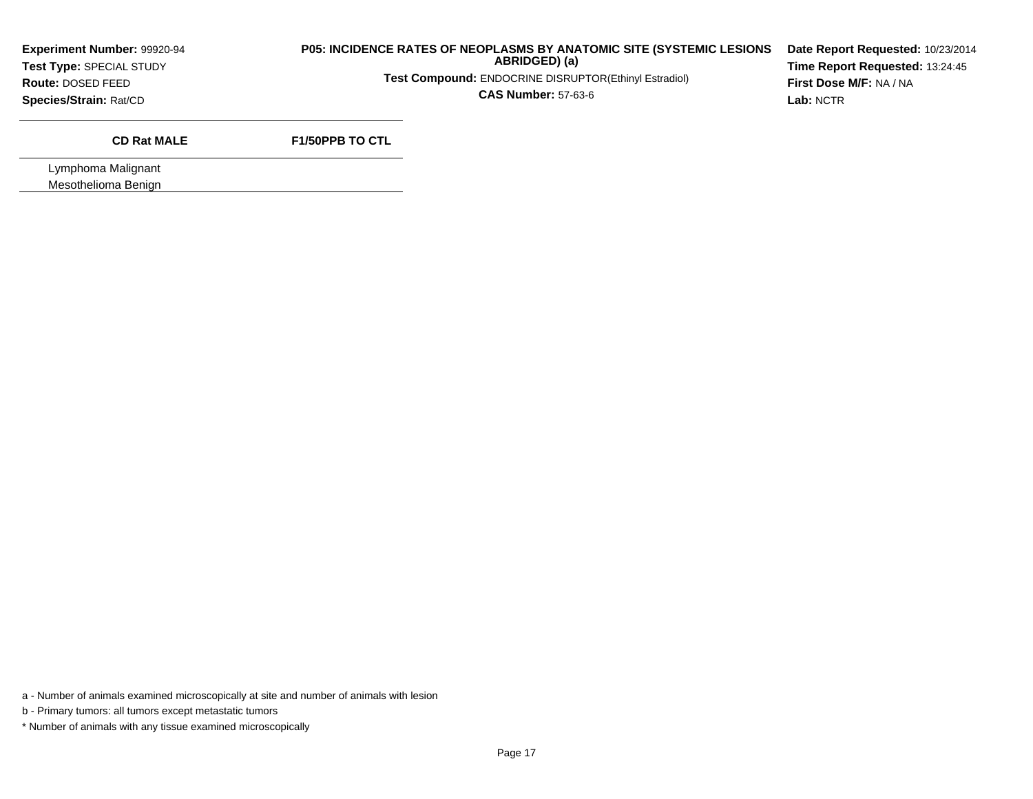**Experiment Number:** 99920-94
**Test Type:** SPECIAL STUDY
**Route:** DOSED FEED
**Species/Strain:** Rat/CD

**P05: INCIDENCE RATES OF NEOPLASMS BY ANATOMIC SITE (SYSTEMIC LESIONS ABRIDGED) (a)**
**Test Compound:** ENDOCRINE DISRUPTOR(Ethinyl Estradiol)
**CAS Number:** 57-63-6

**Date Report Requested:** 10/23/2014
**Time Report Requested:** 13:24:45
**First Dose M/F:** NA / NA
**Lab:** NCTR

| CD Rat MALE | F1/50PPB TO CTL |
| --- | --- |
| Lymphoma Malignant | |
| Mesothelioma Benign | |

a - Number of animals examined microscopically at site and number of animals with lesion

b - Primary tumors: all tumors except metastatic tumors

* Number of animals with any tissue examined microscopically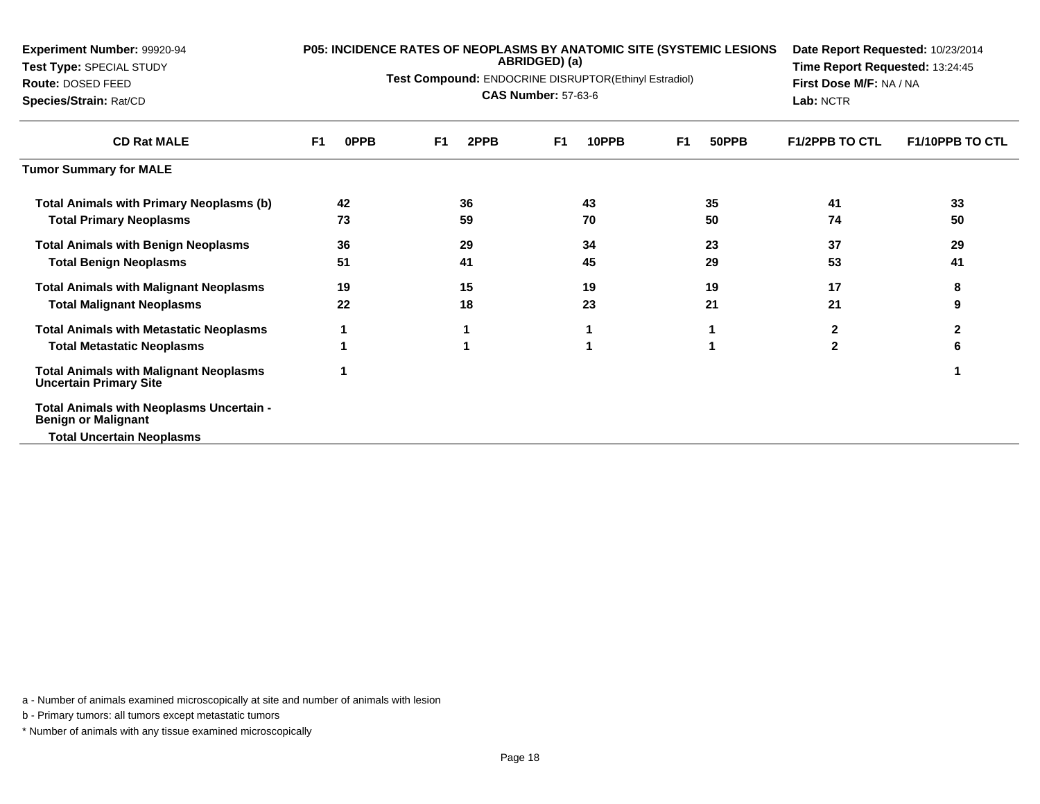**Experiment Number:** 99920-94
**Test Type:** SPECIAL STUDY
**Route:** DOSED FEED
**Species/Strain:** Rat/CD

**P05: INCIDENCE RATES OF NEOPLASMS BY ANATOMIC SITE (SYSTEMIC LESIONS ABRIDGED) (a)**

**Test Compound:** ENDOCRINE DISRUPTOR(Ethinyl Estradiol)

**CAS Number:** 57-63-6

**Date Report Requested:** 10/23/2014
**Time Report Requested:** 13:24:45
**First Dose M/F:** NA / NA
**Lab:** NCTR

| CD Rat MALE | F1 0PPB | F1 2PPB | F1 10PPB | F1 50PPB | F1/2PPB TO CTL | F1/10PPB TO CTL |
|---|---|---|---|---|---|---|
| **Tumor Summary for MALE** | | | | | | |
| **Total Animals with Primary Neoplasms (b)** | 42 | 36 | 43 | 35 | 41 | 33 |
| **Total Primary Neoplasms** | 73 | 59 | 70 | 50 | 74 | 50 |
| **Total Animals with Benign Neoplasms** | 36 | 29 | 34 | 23 | 37 | 29 |
| **Total Benign Neoplasms** | 51 | 41 | 45 | 29 | 53 | 41 |
| **Total Animals with Malignant Neoplasms** | 19 | 15 | 19 | 19 | 17 | 8 |
| **Total Malignant Neoplasms** | 22 | 18 | 23 | 21 | 21 | 9 |
| **Total Animals with Metastatic Neoplasms** | 1 | 1 | 1 | 1 | 2 | 2 |
| **Total Metastatic Neoplasms** | 1 | 1 | 1 | 1 | 2 | 6 |
| **Total Animals with Malignant Neoplasms Uncertain Primary Site** | 1 | | | | | 1 |
| **Total Animals with Neoplasms Uncertain - Benign or Malignant** | | | | | | |
| **Total Uncertain Neoplasms** | | | | | | |

a - Number of animals examined microscopically at site and number of animals with lesion

b - Primary tumors: all tumors except metastatic tumors

* Number of animals with any tissue examined microscopically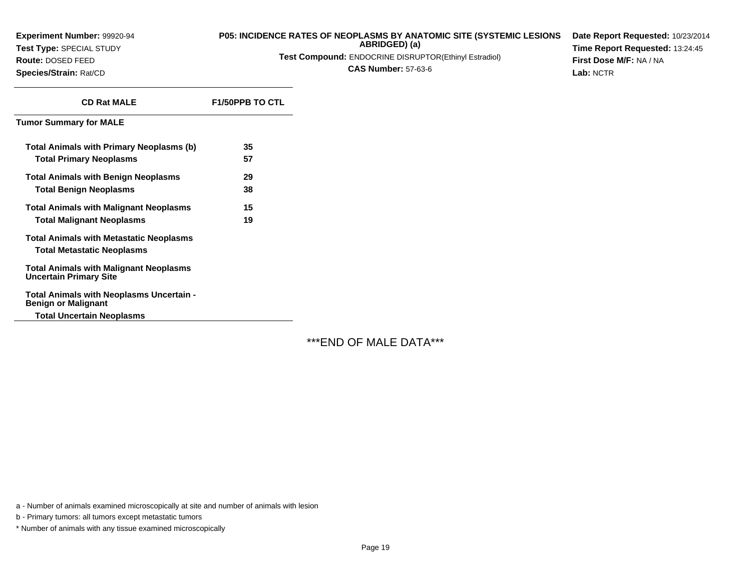**Experiment Number:** 99920-94
**Test Type:** SPECIAL STUDY
**Route:** DOSED FEED
**Species/Strain:** Rat/CD

**P05: INCIDENCE RATES OF NEOPLASMS BY ANATOMIC SITE (SYSTEMIC LESIONS ABRIDGED) (a)**
**Test Compound:** ENDOCRINE DISRUPTOR(Ethinyl Estradiol)
**CAS Number:** 57-63-6

**Date Report Requested:** 10/23/2014
**Time Report Requested:** 13:24:45
**First Dose M/F:** NA / NA
**Lab:** NCTR

| CD Rat MALE | F1/50PPB TO CTL |
|---|---|
| **Tumor Summary for MALE** | |
| **Total Animals with Primary Neoplasms (b)** | 35 |
| **Total Primary Neoplasms** | 57 |
| **Total Animals with Benign Neoplasms** | 29 |
| **Total Benign Neoplasms** | 38 |
| **Total Animals with Malignant Neoplasms** | 15 |
| **Total Malignant Neoplasms** | 19 |
| **Total Animals with Metastatic Neoplasms** | |
| **Total Metastatic Neoplasms** | |
| **Total Animals with Malignant Neoplasms Uncertain Primary Site** | |
| **Total Animals with Neoplasms Uncertain - Benign or Malignant** | |
| **Total Uncertain Neoplasms** | |

***END OF MALE DATA***

a - Number of animals examined microscopically at site and number of animals with lesion

b - Primary tumors: all tumors except metastatic tumors

* Number of animals with any tissue examined microscopically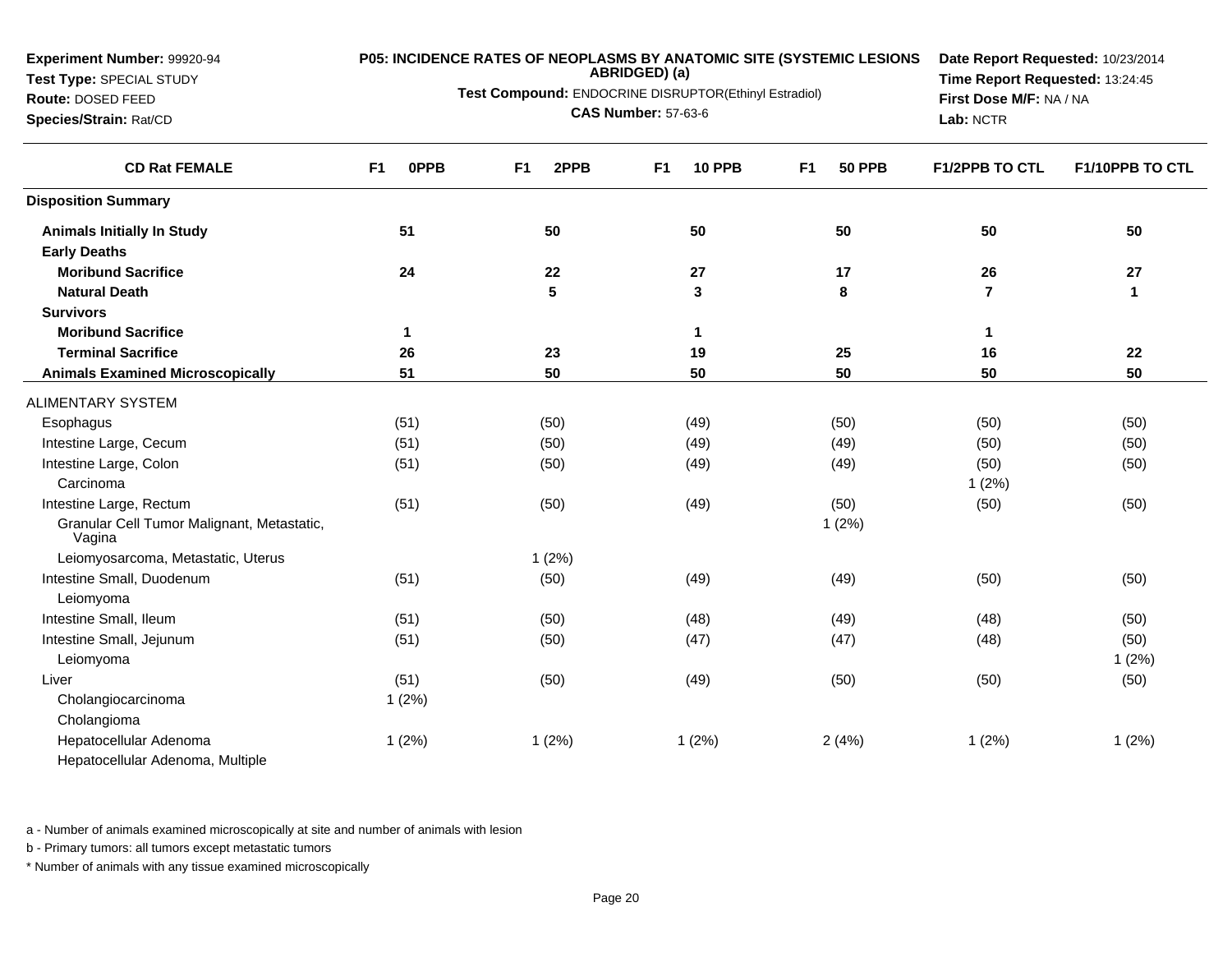**Experiment Number:** 99920-94
**Test Type:** SPECIAL STUDY
**Route:** DOSED FEED
**Species/Strain:** Rat/CD

**P05: INCIDENCE RATES OF NEOPLASMS BY ANATOMIC SITE (SYSTEMIC LESIONS ABRIDGED) (a)**

**Test Compound:** ENDOCRINE DISRUPTOR(Ethinyl Estradiol)

**CAS Number:** 57-63-6

**Date Report Requested:** 10/23/2014
**Time Report Requested:** 13:24:45
**First Dose M/F:** NA / NA
**Lab:** NCTR

| CD Rat FEMALE | F1 0PPB | F1 2PPB | F1 10 PPB | F1 50 PPB | F1/2PPB TO CTL | F1/10PPB TO CTL |
|---|---|---|---|---|---|---|
| **Disposition Summary** | | | | | | |
| **Animals Initially In Study** | **51** | **50** | **50** | **50** | **50** | **50** |
| **Early Deaths** | | | | | | |
| **Moribund Sacrifice** | **24** | **22** | **27** | **17** | **26** | **27** |
| **Natural Death** | | **5** | **3** | **8** | **7** | **1** |
| **Survivors** | | | | | | |
| **Moribund Sacrifice** | **1** | | **1** | | **1** | |
| **Terminal Sacrifice** | **26** | **23** | **19** | **25** | **16** | **22** |
| **Animals Examined Microscopically** | **51** | **50** | **50** | **50** | **50** | **50** |
| ALIMENTARY SYSTEM | | | | | | |
| Esophagus | (51) | (50) | (49) | (50) | (50) | (50) |
| Intestine Large, Cecum | (51) | (50) | (49) | (49) | (50) | (50) |
| Intestine Large, Colon | (51) | (50) | (49) | (49) | (50) | (50) |
| Carcinoma | | | | | 1 (2%) | |
| Intestine Large, Rectum | (51) | (50) | (49) | (50) | (50) | (50) |
| Granular Cell Tumor Malignant, Metastatic, Vagina | | | | 1 (2%) | | |
| Leiomyosarcoma, Metastatic, Uterus | | 1 (2%) | | | | |
| Intestine Small, Duodenum | (51) | (50) | (49) | (49) | (50) | (50) |
| Leiomyoma | | | | | | |
| Intestine Small, Ileum | (51) | (50) | (48) | (49) | (48) | (50) |
| Intestine Small, Jejunum | (51) | (50) | (47) | (47) | (48) | (50) |
| Leiomyoma | | | | | | 1 (2%) |
| Liver | (51) | (50) | (49) | (50) | (50) | (50) |
| Cholangiocarcinoma | 1 (2%) | | | | | |
| Cholangioma | | | | | | |
| Hepatocellular Adenoma | 1 (2%) | 1 (2%) | 1 (2%) | 2 (4%) | 1 (2%) | 1 (2%) |
| Hepatocellular Adenoma, Multiple | | | | | | |

a - Number of animals examined microscopically at site and number of animals with lesion

b - Primary tumors: all tumors except metastatic tumors

* Number of animals with any tissue examined microscopically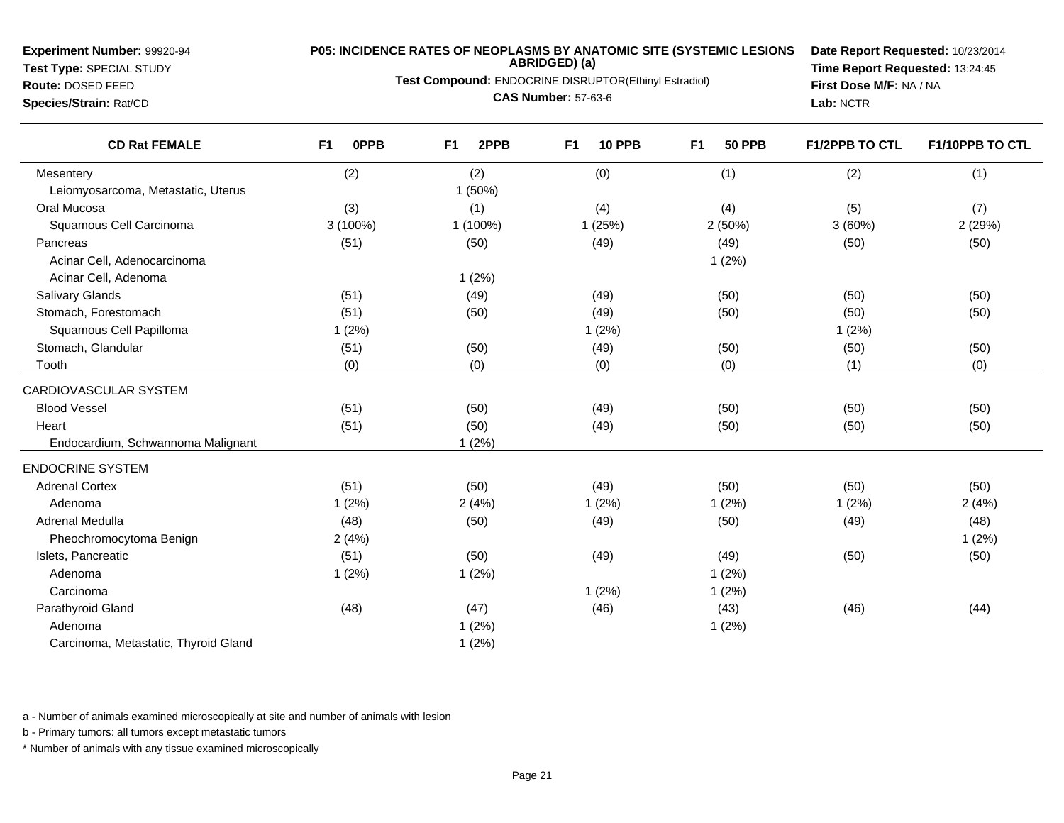**Experiment Number:** 99920-94
**Test Type:** SPECIAL STUDY
**Route:** DOSED FEED
**Species/Strain:** Rat/CD

**P05: INCIDENCE RATES OF NEOPLASMS BY ANATOMIC SITE (SYSTEMIC LESIONS ABRIDGED) (a)**
**Test Compound:** ENDOCRINE DISRUPTOR(Ethinyl Estradiol)
**CAS Number:** 57-63-6

**Date Report Requested:** 10/23/2014
**Time Report Requested:** 13:24:45
**First Dose M/F:** NA / NA
**Lab:** NCTR

| CD Rat FEMALE | F1 0PPB | F1 2PPB | F1 10 PPB | F1 50 PPB | F1/2PPB TO CTL | F1/10PPB TO CTL |
|---|---|---|---|---|---|---|
| Mesentery | (2) | (2) | (0) | (1) | (2) | (1) |
| Leiomyosarcoma, Metastatic, Uterus | | 1 (50%) | | | | |
| Oral Mucosa | (3) | (1) | (4) | (4) | (5) | (7) |
| Squamous Cell Carcinoma | 3 (100%) | 1 (100%) | 1 (25%) | 2 (50%) | 3 (60%) | 2 (29%) |
| Pancreas | (51) | (50) | (49) | (49) | (50) | (50) |
| Acinar Cell, Adenocarcinoma | | | | 1 (2%) | | |
| Acinar Cell, Adenoma | | 1 (2%) | | | | |
| Salivary Glands | (51) | (49) | (49) | (50) | (50) | (50) |
| Stomach, Forestomach | (51) | (50) | (49) | (50) | (50) | (50) |
| Squamous Cell Papilloma | 1 (2%) | | 1 (2%) | | 1 (2%) | |
| Stomach, Glandular | (51) | (50) | (49) | (50) | (50) | (50) |
| Tooth | (0) | (0) | (0) | (0) | (1) | (0) |
| CARDIOVASCULAR SYSTEM | | | | | | |
| Blood Vessel | (51) | (50) | (49) | (50) | (50) | (50) |
| Heart | (51) | (50) | (49) | (50) | (50) | (50) |
| Endocardium, Schwannoma Malignant | | 1 (2%) | | | | |
| ENDOCRINE SYSTEM | | | | | | |
| Adrenal Cortex | (51) | (50) | (49) | (50) | (50) | (50) |
| Adenoma | 1 (2%) | 2 (4%) | 1 (2%) | 1 (2%) | 1 (2%) | 2 (4%) |
| Adrenal Medulla | (48) | (50) | (49) | (50) | (49) | (48) |
| Pheochromocytoma Benign | 2 (4%) | | | | | 1 (2%) |
| Islets, Pancreatic | (51) | (50) | (49) | (49) | (50) | (50) |
| Adenoma | 1 (2%) | 1 (2%) | | 1 (2%) | | |
| Carcinoma | | | 1 (2%) | 1 (2%) | | |
| Parathyroid Gland | (48) | (47) | (46) | (43) | (46) | (44) |
| Adenoma | | 1 (2%) | | 1 (2%) | | |
| Carcinoma, Metastatic, Thyroid Gland | | 1 (2%) | | | | |

a - Number of animals examined microscopically at site and number of animals with lesion

b - Primary tumors: all tumors except metastatic tumors

* Number of animals with any tissue examined microscopically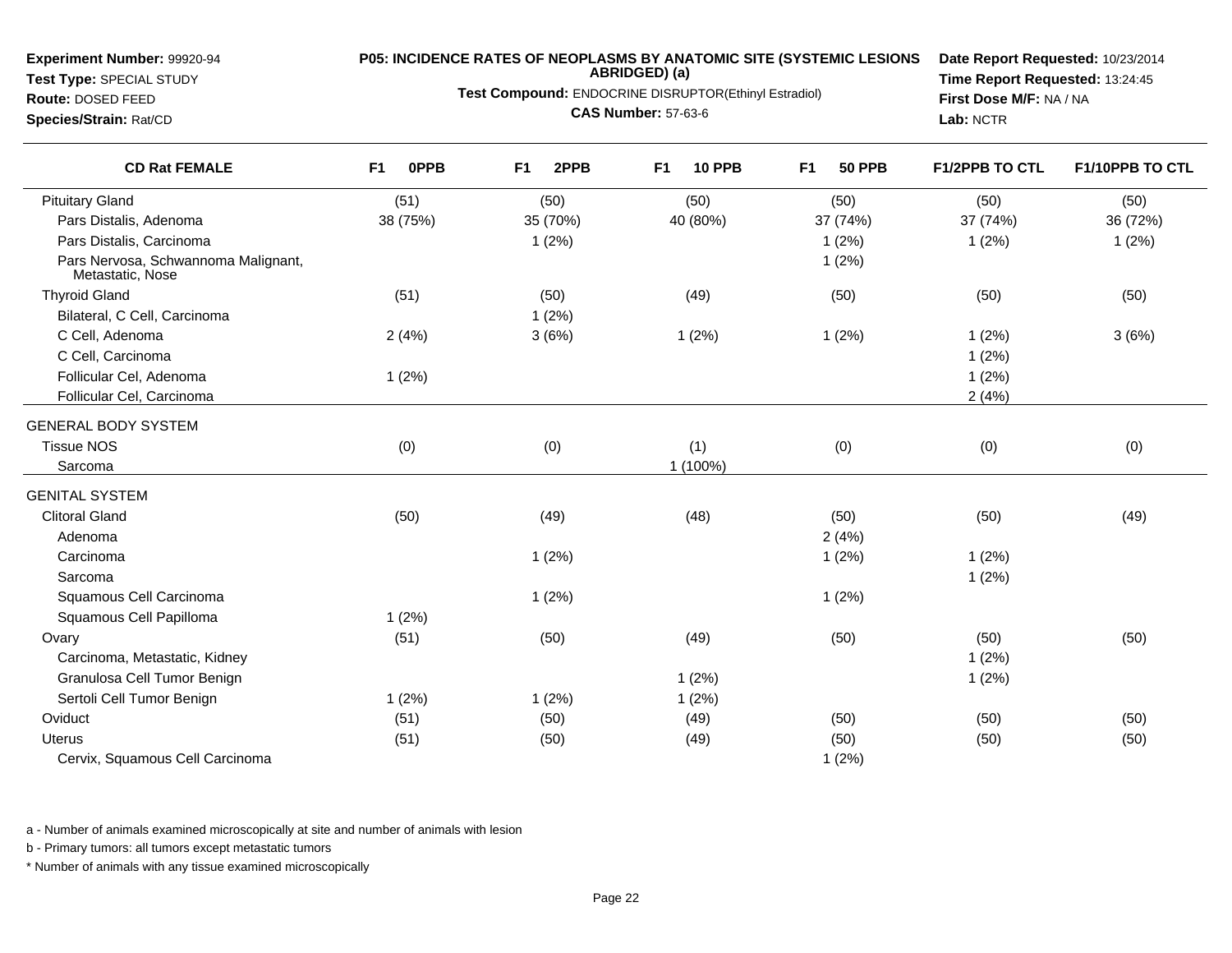**Experiment Number:** 99920-94
**Test Type:** SPECIAL STUDY
**Route:** DOSED FEED
**Species/Strain:** Rat/CD

**P05: INCIDENCE RATES OF NEOPLASMS BY ANATOMIC SITE (SYSTEMIC LESIONS ABRIDGED) (a)**
**Test Compound:** ENDOCRINE DISRUPTOR(Ethinyl Estradiol)
**CAS Number:** 57-63-6

**Date Report Requested:** 10/23/2014
**Time Report Requested:** 13:24:45
**First Dose M/F:** NA / NA
**Lab:** NCTR

| CD Rat FEMALE | F1 0PPB | F1 2PPB | F1 10 PPB | F1 50 PPB | F1/2PPB TO CTL | F1/10PPB TO CTL |
|---|---|---|---|---|---|---|
| Pituitary Gland | (51) | (50) | (50) | (50) | (50) | (50) |
| Pars Distalis, Adenoma | 38 (75%) | 35 (70%) | 40 (80%) | 37 (74%) | 37 (74%) | 36 (72%) |
| Pars Distalis, Carcinoma | | 1 (2%) | | 1 (2%) | 1 (2%) | 1 (2%) |
| Pars Nervosa, Schwannoma Malignant, Metastatic, Nose | | | | 1 (2%) | | |
| Thyroid Gland | (51) | (50) | (49) | (50) | (50) | (50) |
| Bilateral, C Cell, Carcinoma | | 1 (2%) | | | | |
| C Cell, Adenoma | 2 (4%) | 3 (6%) | 1 (2%) | 1 (2%) | 1 (2%) | 3 (6%) |
| C Cell, Carcinoma | | | | | 1 (2%) | |
| Follicular Cel, Adenoma | 1 (2%) | | | | 1 (2%) | |
| Follicular Cel, Carcinoma | | | | | 2 (4%) | |
| GENERAL BODY SYSTEM | | | | | | |
| Tissue NOS | (0) | (0) | (1) | (0) | (0) | (0) |
| Sarcoma | | | 1 (100%) | | | |
| GENITAL SYSTEM | | | | | | |
| Clitoral Gland | (50) | (49) | (48) | (50) | (50) | (49) |
| Adenoma | | | | 2 (4%) | | |
| Carcinoma | | 1 (2%) | | 1 (2%) | 1 (2%) | |
| Sarcoma | | | | | 1 (2%) | |
| Squamous Cell Carcinoma | | 1 (2%) | | 1 (2%) | | |
| Squamous Cell Papilloma | 1 (2%) | | | | | |
| Ovary | (51) | (50) | (49) | (50) | (50) | (50) |
| Carcinoma, Metastatic, Kidney | | | | | 1 (2%) | |
| Granulosa Cell Tumor Benign | | | 1 (2%) | | 1 (2%) | |
| Sertoli Cell Tumor Benign | 1 (2%) | 1 (2%) | 1 (2%) | | | |
| Oviduct | (51) | (50) | (49) | (50) | (50) | (50) |
| Uterus | (51) | (50) | (49) | (50) | (50) | (50) |
| Cervix, Squamous Cell Carcinoma | | | | 1 (2%) | | |

a - Number of animals examined microscopically at site and number of animals with lesion

b - Primary tumors: all tumors except metastatic tumors

* Number of animals with any tissue examined microscopically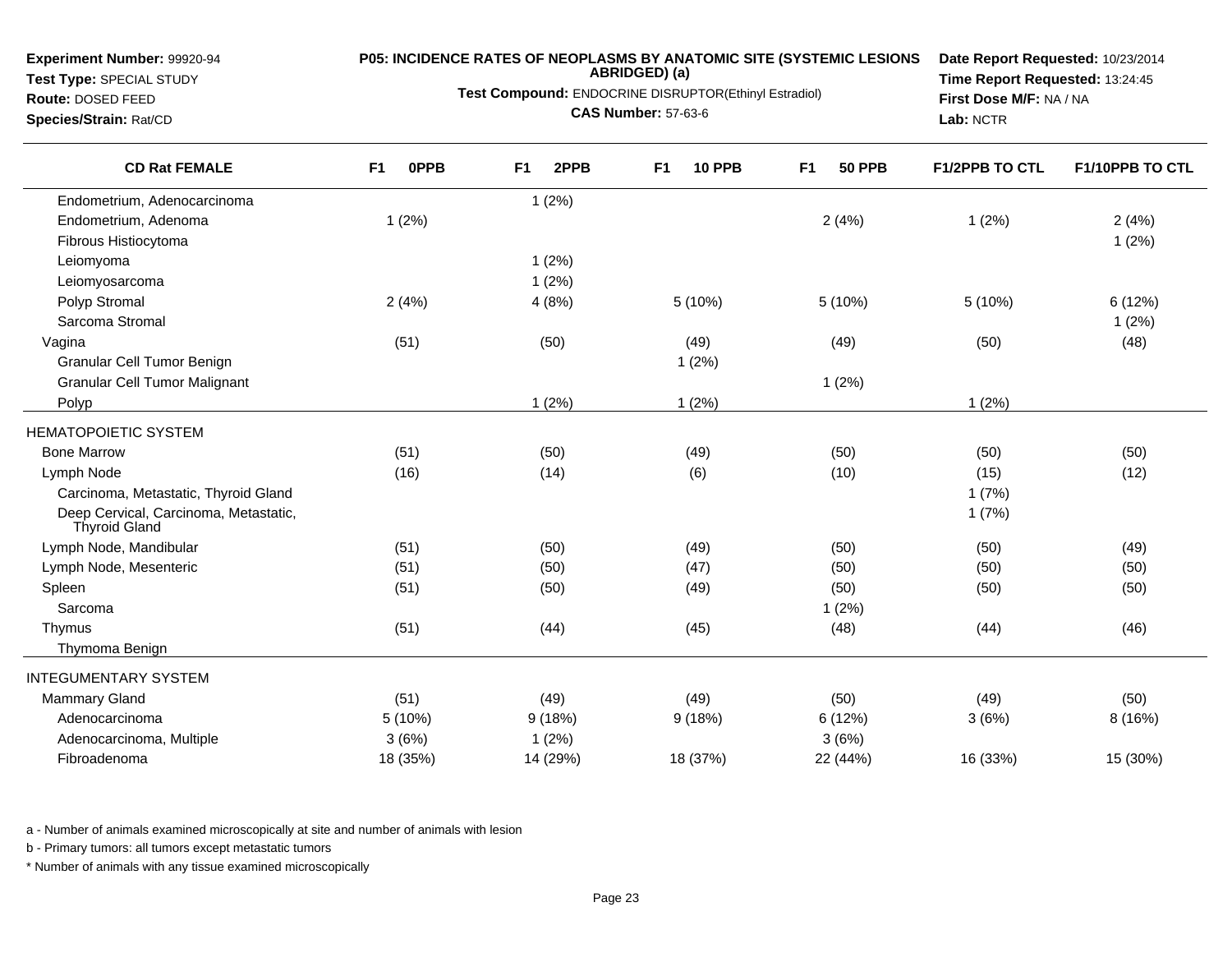**Experiment Number:** 99920-94
**Test Type:** SPECIAL STUDY
**Route:** DOSED FEED
**Species/Strain:** Rat/CD

**P05: INCIDENCE RATES OF NEOPLASMS BY ANATOMIC SITE (SYSTEMIC LESIONS ABRIDGED) (a)**

**Test Compound:** ENDOCRINE DISRUPTOR(Ethinyl Estradiol)

**CAS Number:** 57-63-6

**Date Report Requested:** 10/23/2014
**Time Report Requested:** 13:24:45
**First Dose M/F:** NA / NA
**Lab:** NCTR

| CD Rat FEMALE | F1 0PPB | F1 2PPB | F1 10 PPB | F1 50 PPB | F1/2PPB TO CTL | F1/10PPB TO CTL |
|---|---|---|---|---|---|---|
| Endometrium, Adenocarcinoma | | 1 (2%) | | | | |
| Endometrium, Adenoma | 1 (2%) | | | 2 (4%) | 1 (2%) | 2 (4%) |
| Fibrous Histiocytoma | | | | | | 1 (2%) |
| Leiomyoma | | 1 (2%) | | | | |
| Leiomyosarcoma | | 1 (2%) | | | | |
| Polyp Stromal | 2 (4%) | 4 (8%) | 5 (10%) | 5 (10%) | 5 (10%) | 6 (12%) |
| Sarcoma Stromal | | | | | | 1 (2%) |
| Vagina | (51) | (50) | (49) | (49) | (50) | (48) |
| Granular Cell Tumor Benign | | | 1 (2%) | | | |
| Granular Cell Tumor Malignant | | | | 1 (2%) | | |
| Polyp | | 1 (2%) | 1 (2%) | | 1 (2%) | |
| HEMATOPOIETIC SYSTEM | | | | | | |
| Bone Marrow | (51) | (50) | (49) | (50) | (50) | (50) |
| Lymph Node | (16) | (14) | (6) | (10) | (15) | (12) |
| Carcinoma, Metastatic, Thyroid Gland | | | | | 1 (7%) | |
| Deep Cervical, Carcinoma, Metastatic, Thyroid Gland | | | | | 1 (7%) | |
| Lymph Node, Mandibular | (51) | (50) | (49) | (50) | (50) | (49) |
| Lymph Node, Mesenteric | (51) | (50) | (47) | (50) | (50) | (50) |
| Spleen | (51) | (50) | (49) | (50) | (50) | (50) |
| Sarcoma | | | | 1 (2%) | | |
| Thymus | (51) | (44) | (45) | (48) | (44) | (46) |
| Thymoma Benign | | | | | | |
| INTEGUMENTARY SYSTEM | | | | | | |
| Mammary Gland | (51) | (49) | (49) | (50) | (49) | (50) |
| Adenocarcinoma | 5 (10%) | 9 (18%) | 9 (18%) | 6 (12%) | 3 (6%) | 8 (16%) |
| Adenocarcinoma, Multiple | 3 (6%) | 1 (2%) | | 3 (6%) | | |
| Fibroadenoma | 18 (35%) | 14 (29%) | 18 (37%) | 22 (44%) | 16 (33%) | 15 (30%) |

a - Number of animals examined microscopically at site and number of animals with lesion

b - Primary tumors: all tumors except metastatic tumors

* Number of animals with any tissue examined microscopically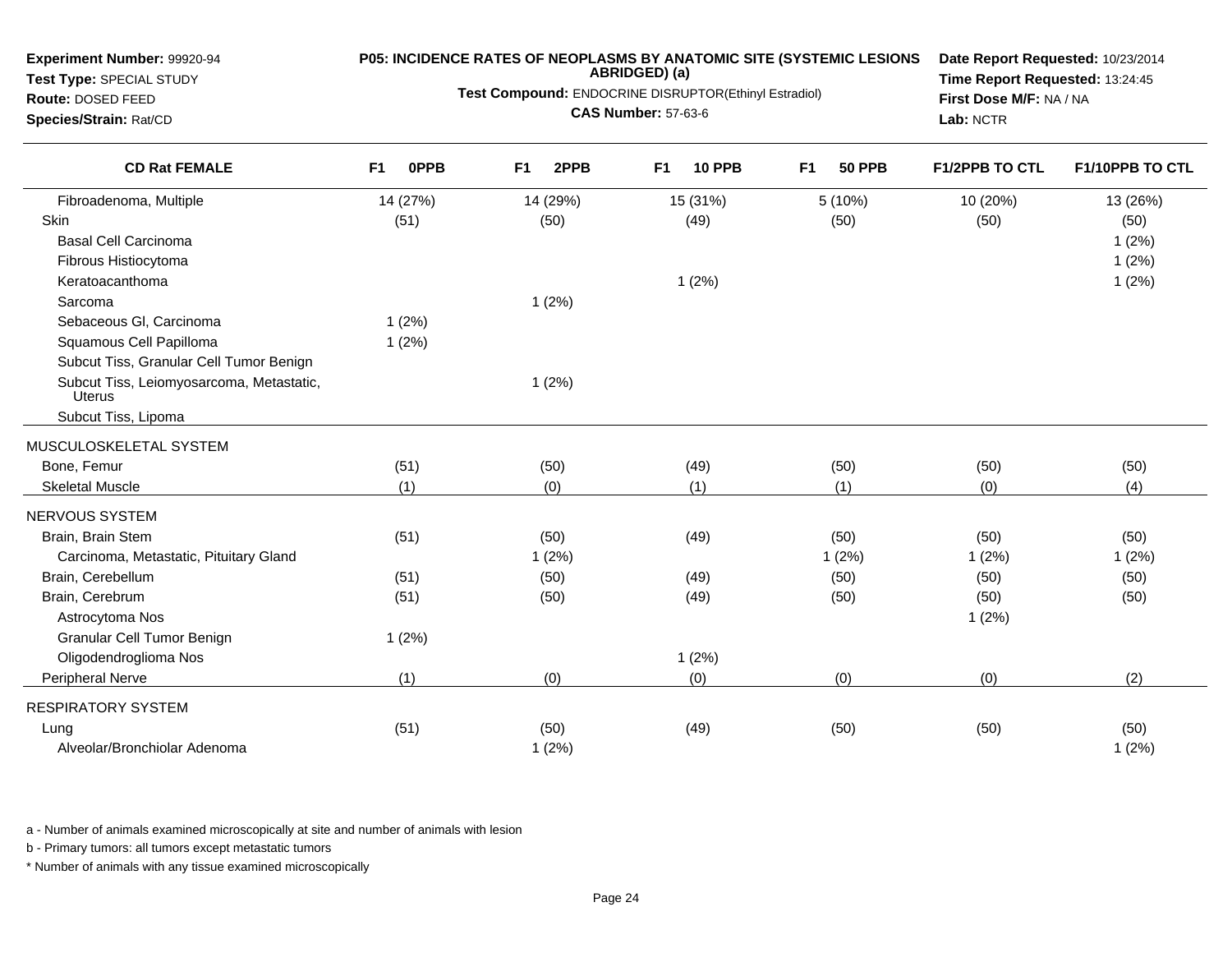**Experiment Number:** 99920-94
**Test Type:** SPECIAL STUDY
**Route:** DOSED FEED
**Species/Strain:** Rat/CD

**P05: INCIDENCE RATES OF NEOPLASMS BY ANATOMIC SITE (SYSTEMIC LESIONS ABRIDGED) (a)**
**Test Compound:** ENDOCRINE DISRUPTOR(Ethinyl Estradiol)
**CAS Number:** 57-63-6

**Date Report Requested:** 10/23/2014
**Time Report Requested:** 13:24:45
**First Dose M/F:** NA / NA
**Lab:** NCTR

| CD Rat FEMALE | F1 0PPB | F1 2PPB | F1 10 PPB | F1 50 PPB | F1/2PPB TO CTL | F1/10PPB TO CTL |
|---|---|---|---|---|---|---|
| Fibroadenoma, Multiple | 14 (27%) | 14 (29%) | 15 (31%) | 5 (10%) | 10 (20%) | 13 (26%) |
| Skin | (51) | (50) | (49) | (50) | (50) | (50) |
| Basal Cell Carcinoma | | | | | | 1 (2%) |
| Fibrous Histiocytoma | | | | | | 1 (2%) |
| Keratoacanthoma | | | 1 (2%) | | | 1 (2%) |
| Sarcoma | | 1 (2%) | | | | |
| Sebaceous Gl, Carcinoma | 1 (2%) | | | | | |
| Squamous Cell Papilloma | 1 (2%) | | | | | |
| Subcut Tiss, Granular Cell Tumor Benign | | | | | | |
| Subcut Tiss, Leiomyosarcoma, Metastatic, Uterus | | 1 (2%) | | | | |
| Subcut Tiss, Lipoma | | | | | | |
| MUSCULOSKELETAL SYSTEM | | | | | | |
| Bone, Femur | (51) | (50) | (49) | (50) | (50) | (50) |
| Skeletal Muscle | (1) | (0) | (1) | (1) | (0) | (4) |
| NERVOUS SYSTEM | | | | | | |
| Brain, Brain Stem | (51) | (50) | (49) | (50) | (50) | (50) |
| Carcinoma, Metastatic, Pituitary Gland | | 1 (2%) | | 1 (2%) | 1 (2%) | 1 (2%) |
| Brain, Cerebellum | (51) | (50) | (49) | (50) | (50) | (50) |
| Brain, Cerebrum | (51) | (50) | (49) | (50) | (50) | (50) |
| Astrocytoma Nos | | | | | 1 (2%) | |
| Granular Cell Tumor Benign | 1 (2%) | | | | | |
| Oligodendroglioma Nos | | | 1 (2%) | | | |
| Peripheral Nerve | (1) | (0) | (0) | (0) | (0) | (2) |
| RESPIRATORY SYSTEM | | | | | | |
| Lung | (51) | (50) | (49) | (50) | (50) | (50) |
| Alveolar/Bronchiolar Adenoma | | 1 (2%) | | | | 1 (2%) |

a - Number of animals examined microscopically at site and number of animals with lesion

b - Primary tumors: all tumors except metastatic tumors

* Number of animals with any tissue examined microscopically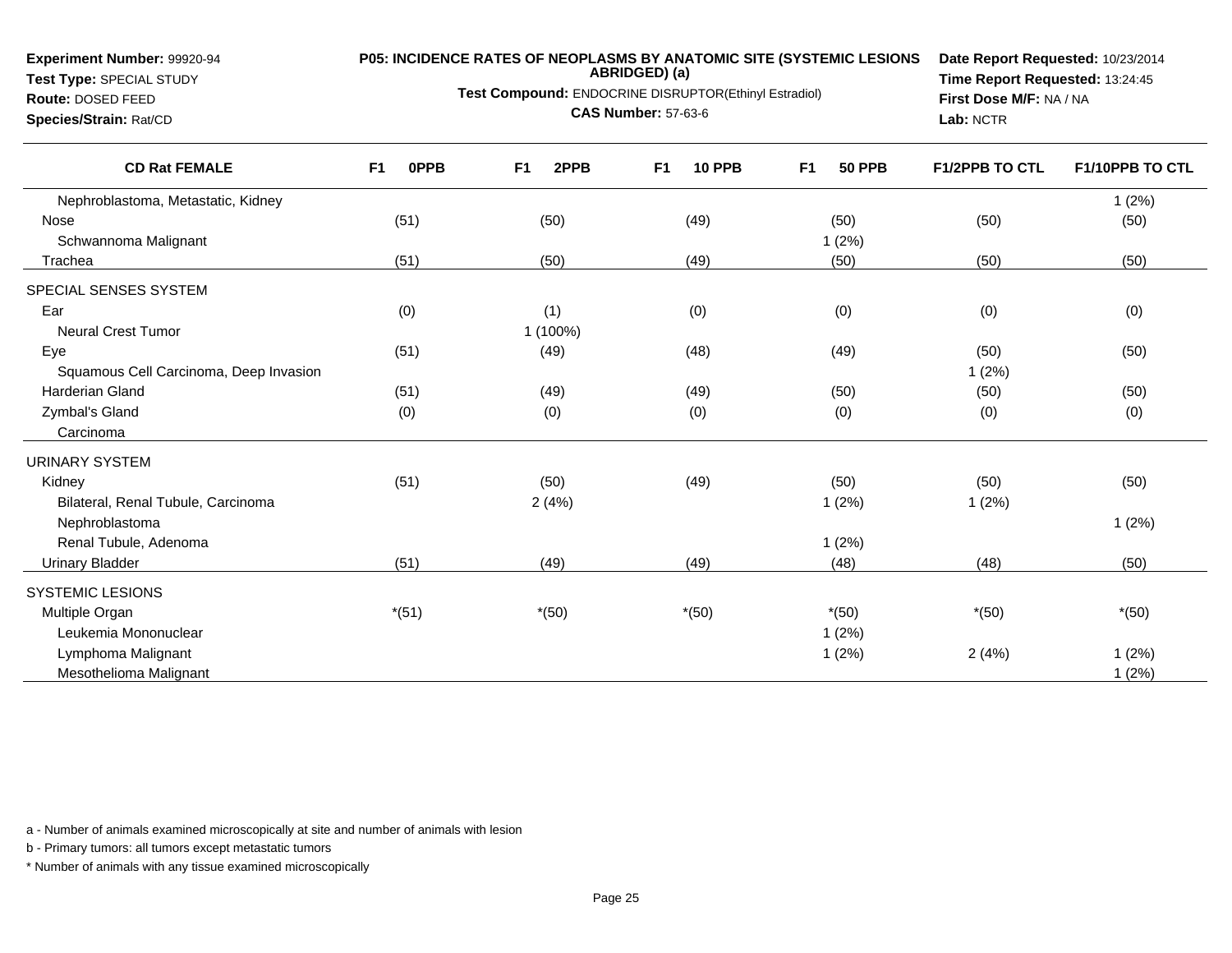**Experiment Number:** 99920-94
**Test Type:** SPECIAL STUDY
**Route:** DOSED FEED
**Species/Strain:** Rat/CD

**P05: INCIDENCE RATES OF NEOPLASMS BY ANATOMIC SITE (SYSTEMIC LESIONS ABRIDGED) (a)**
**Test Compound:** ENDOCRINE DISRUPTOR(Ethinyl Estradiol)
**CAS Number:** 57-63-6

**Date Report Requested:** 10/23/2014
**Time Report Requested:** 13:24:45
**First Dose M/F:** NA / NA
**Lab:** NCTR

| CD Rat FEMALE | F1 0PPB | F1 2PPB | F1 10 PPB | F1 50 PPB | F1/2PPB TO CTL | F1/10PPB TO CTL |
|---|---|---|---|---|---|---|
| Nephroblastoma, Metastatic, Kidney | | | | | | 1 (2%) |
| Nose | (51) | (50) | (49) | (50) | (50) | (50) |
| Schwannoma Malignant | | | | 1 (2%) | | |
| Trachea | (51) | (50) | (49) | (50) | (50) | (50) |
| SPECIAL SENSES SYSTEM | | | | | | |
| Ear | (0) | (1) | (0) | (0) | (0) | (0) |
| Neural Crest Tumor | | 1 (100%) | | | | |
| Eye | (51) | (49) | (48) | (49) | (50) | (50) |
| Squamous Cell Carcinoma, Deep Invasion | | | | | 1 (2%) | |
| Harderian Gland | (51) | (49) | (49) | (50) | (50) | (50) |
| Zymbal's Gland | (0) | (0) | (0) | (0) | (0) | (0) |
| Carcinoma | | | | | | |
| URINARY SYSTEM | | | | | | |
| Kidney | (51) | (50) | (49) | (50) | (50) | (50) |
| Bilateral, Renal Tubule, Carcinoma | | 2 (4%) | | 1 (2%) | 1 (2%) | |
| Nephroblastoma | | | | | | 1 (2%) |
| Renal Tubule, Adenoma | | | | 1 (2%) | | |
| Urinary Bladder | (51) | (49) | (49) | (48) | (48) | (50) |
| SYSTEMIC LESIONS | | | | | | |
| Multiple Organ | *(51) | *(50) | *(50) | *(50) | *(50) | *(50) |
| Leukemia Mononuclear | | | | 1 (2%) | | |
| Lymphoma Malignant | | | | 1 (2%) | 2 (4%) | 1 (2%) |
| Mesothelioma Malignant | | | | | | 1 (2%) |

a - Number of animals examined microscopically at site and number of animals with lesion

b - Primary tumors: all tumors except metastatic tumors

* Number of animals with any tissue examined microscopically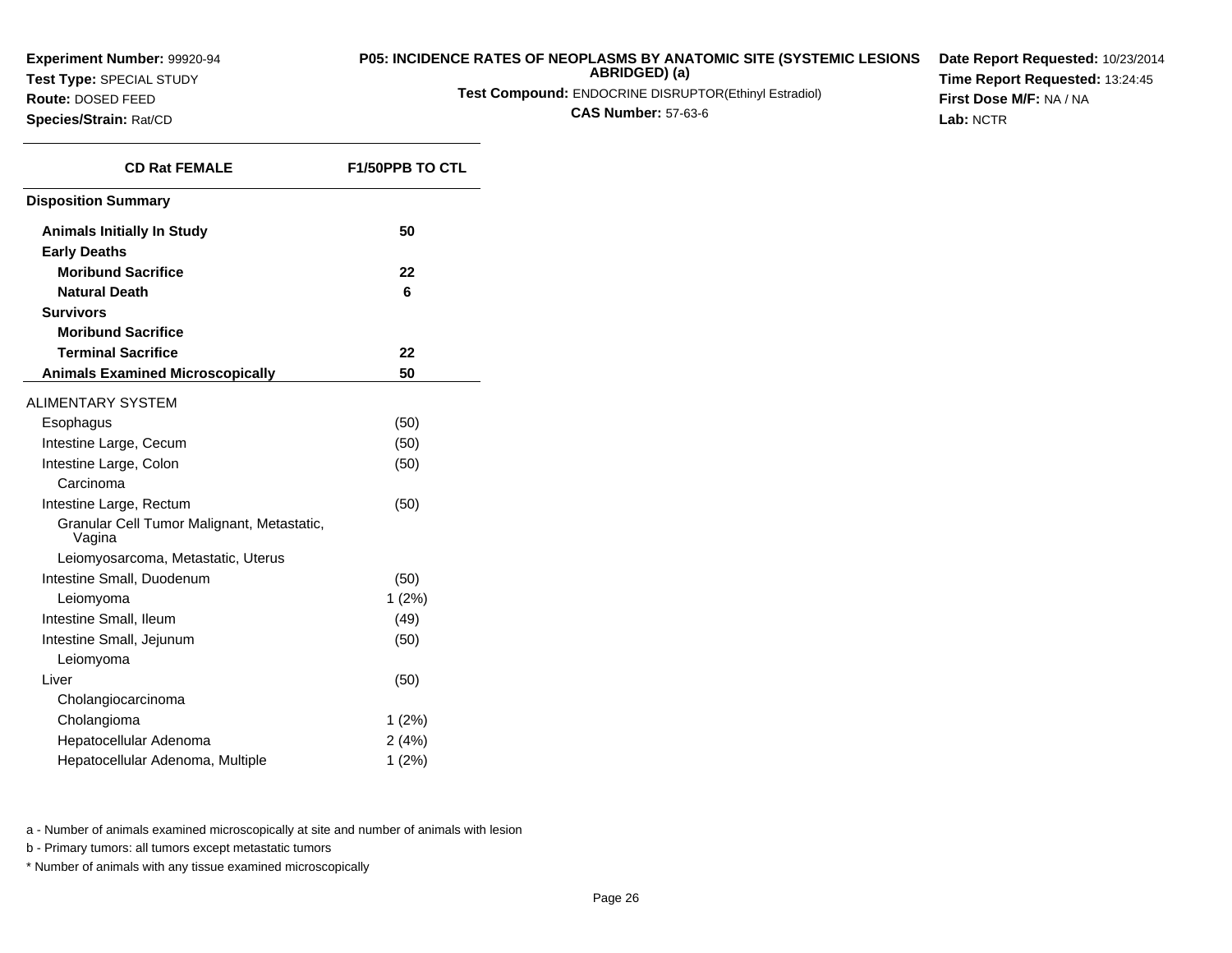**Experiment Number:** 99920-94
**Test Type:** SPECIAL STUDY
**Route:** DOSED FEED
**Species/Strain:** Rat/CD

**P05: INCIDENCE RATES OF NEOPLASMS BY ANATOMIC SITE (SYSTEMIC LESIONS ABRIDGED) (a)**
**Test Compound:** ENDOCRINE DISRUPTOR(Ethinyl Estradiol)
**CAS Number:** 57-63-6

**Date Report Requested:** 10/23/2014
**Time Report Requested:** 13:24:45
**First Dose M/F:** NA / NA
**Lab:** NCTR

| CD Rat FEMALE | F1/50PPB TO CTL |
|---|---|
| **Disposition Summary** | |
| **Animals Initially In Study** | **50** |
| **Early Deaths** | |
| **Moribund Sacrifice** | **22** |
| **Natural Death** | **6** |
| **Survivors** | |
| **Moribund Sacrifice** | |
| **Terminal Sacrifice** | **22** |
| **Animals Examined Microscopically** | **50** |
| ALIMENTARY SYSTEM | |
| Esophagus | (50) |
| Intestine Large, Cecum | (50) |
| Intestine Large, Colon | (50) |
| Carcinoma | |
| Intestine Large, Rectum | (50) |
| Granular Cell Tumor Malignant, Metastatic, Vagina | |
| Leiomyosarcoma, Metastatic, Uterus | |
| Intestine Small, Duodenum | (50) |
| Leiomyoma | 1 (2%) |
| Intestine Small, Ileum | (49) |
| Intestine Small, Jejunum | (50) |
| Leiomyoma | |
| Liver | (50) |
| Cholangiocarcinoma | |
| Cholangioma | 1 (2%) |
| Hepatocellular Adenoma | 2 (4%) |
| Hepatocellular Adenoma, Multiple | 1 (2%) |

a - Number of animals examined microscopically at site and number of animals with lesion

b - Primary tumors: all tumors except metastatic tumors

* Number of animals with any tissue examined microscopically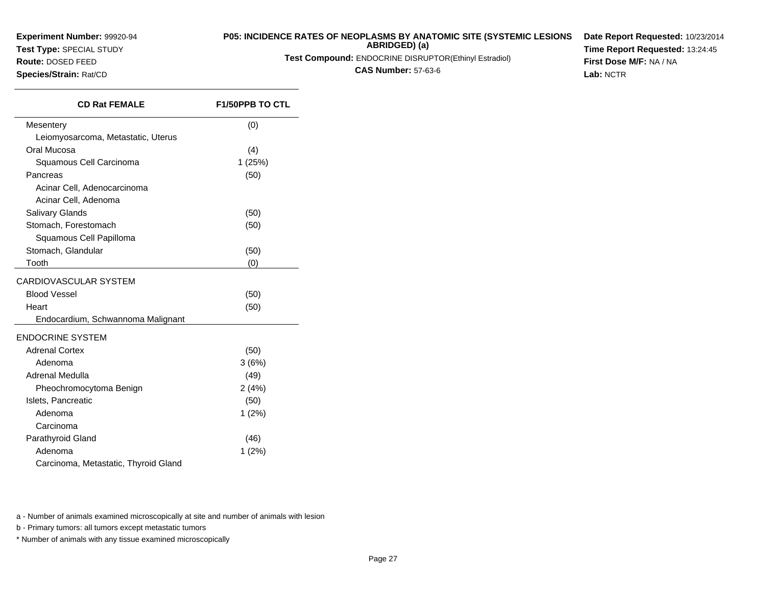**Experiment Number:** 99920-94
**Test Type:** SPECIAL STUDY
**Route:** DOSED FEED
**Species/Strain:** Rat/CD

**P05: INCIDENCE RATES OF NEOPLASMS BY ANATOMIC SITE (SYSTEMIC LESIONS ABRIDGED) (a)**
**Test Compound:** ENDOCRINE DISRUPTOR(Ethinyl Estradiol)
**CAS Number:** 57-63-6

**Date Report Requested:** 10/23/2014
**Time Report Requested:** 13:24:45
**First Dose M/F:** NA / NA
**Lab:** NCTR

| CD Rat FEMALE | F1/50PPB TO CTL |
|---|---|
| Mesentery | (0) |
| Leiomyosarcoma, Metastatic, Uterus | |
| Oral Mucosa | (4) |
| Squamous Cell Carcinoma | 1 (25%) |
| Pancreas | (50) |
| Acinar Cell, Adenocarcinoma | |
| Acinar Cell, Adenoma | |
| Salivary Glands | (50) |
| Stomach, Forestomach | (50) |
| Squamous Cell Papilloma | |
| Stomach, Glandular | (50) |
| Tooth | (0) |
| CARDIOVASCULAR SYSTEM | |
| Blood Vessel | (50) |
| Heart | (50) |
| Endocardium, Schwannoma Malignant | |
| ENDOCRINE SYSTEM | |
| Adrenal Cortex | (50) |
| Adenoma | 3 (6%) |
| Adrenal Medulla | (49) |
| Pheochromocytoma Benign | 2 (4%) |
| Islets, Pancreatic | (50) |
| Adenoma | 1 (2%) |
| Carcinoma | |
| Parathyroid Gland | (46) |
| Adenoma | 1 (2%) |
| Carcinoma, Metastatic, Thyroid Gland | |

a - Number of animals examined microscopically at site and number of animals with lesion

b - Primary tumors: all tumors except metastatic tumors

\* Number of animals with any tissue examined microscopically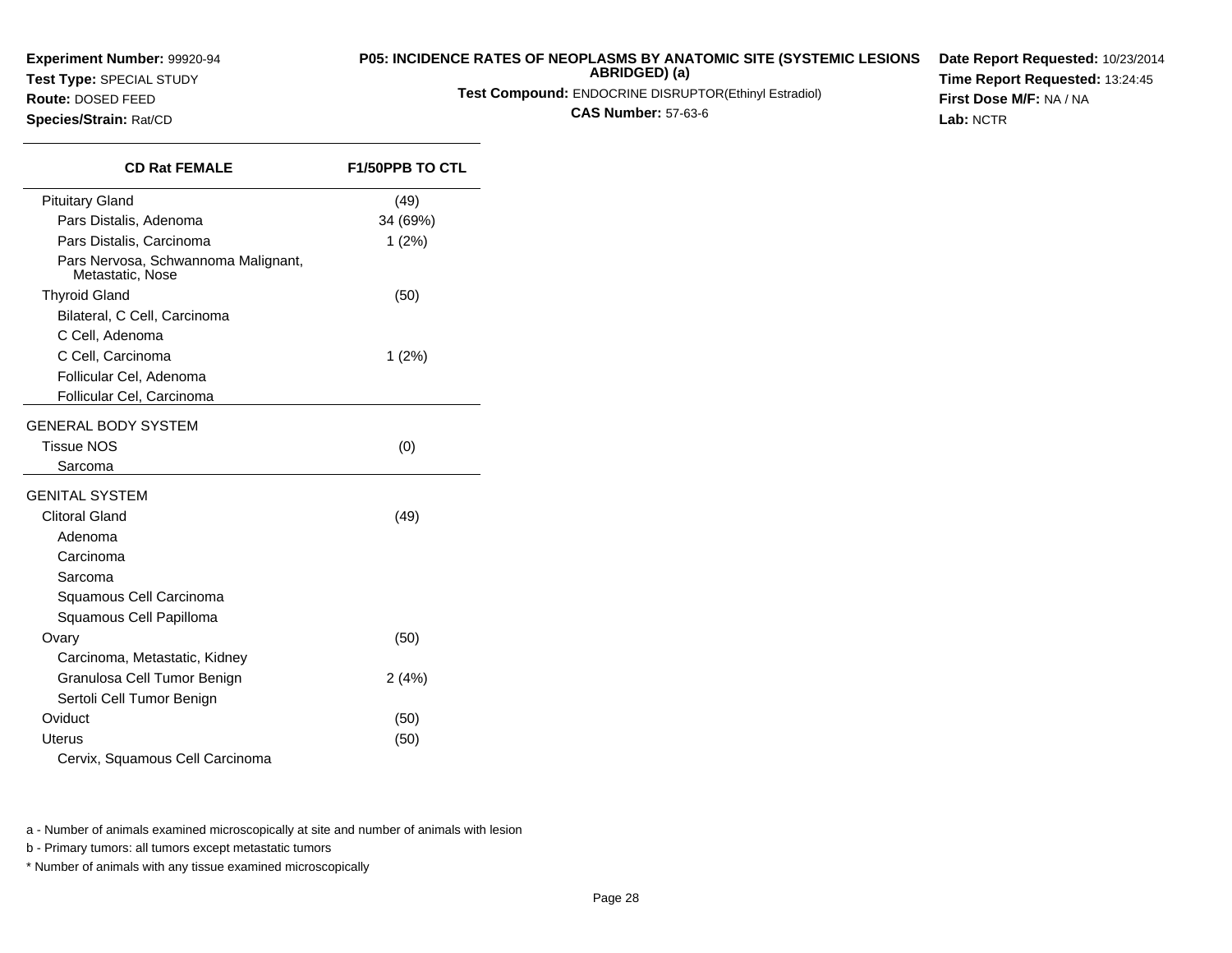**Experiment Number:** 99920-94
**Test Type:** SPECIAL STUDY
**Route:** DOSED FEED
**Species/Strain:** Rat/CD

**P05: INCIDENCE RATES OF NEOPLASMS BY ANATOMIC SITE (SYSTEMIC LESIONS ABRIDGED) (a)**
**Test Compound:** ENDOCRINE DISRUPTOR(Ethinyl Estradiol)
**CAS Number:** 57-63-6

**Date Report Requested:** 10/23/2014
**Time Report Requested:** 13:24:45
**First Dose M/F:** NA / NA
**Lab:** NCTR

| CD Rat FEMALE | F1/50PPB TO CTL |
|---|---|
| Pituitary Gland | (49) |
| Pars Distalis, Adenoma | 34 (69%) |
| Pars Distalis, Carcinoma | 1 (2%) |
| Pars Nervosa, Schwannoma Malignant, Metastatic, Nose | |
| Thyroid Gland | (50) |
| Bilateral, C Cell, Carcinoma | |
| C Cell, Adenoma | |
| C Cell, Carcinoma | 1 (2%) |
| Follicular Cel, Adenoma | |
| Follicular Cel, Carcinoma | |
| GENERAL BODY SYSTEM | |
| Tissue NOS | (0) |
| Sarcoma | |
| GENITAL SYSTEM | |
| Clitoral Gland | (49) |
| Adenoma | |
| Carcinoma | |
| Sarcoma | |
| Squamous Cell Carcinoma | |
| Squamous Cell Papilloma | |
| Ovary | (50) |
| Carcinoma, Metastatic, Kidney | |
| Granulosa Cell Tumor Benign | 2 (4%) |
| Sertoli Cell Tumor Benign | |
| Oviduct | (50) |
| Uterus | (50) |
| Cervix, Squamous Cell Carcinoma | |

a - Number of animals examined microscopically at site and number of animals with lesion

b - Primary tumors: all tumors except metastatic tumors

* Number of animals with any tissue examined microscopically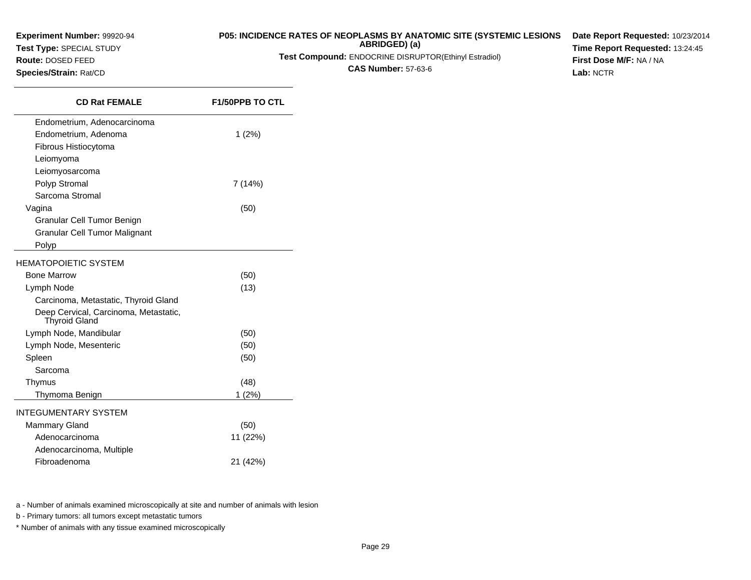**Experiment Number:** 99920-94
**Test Type:** SPECIAL STUDY
**Route:** DOSED FEED
**Species/Strain:** Rat/CD

**P05: INCIDENCE RATES OF NEOPLASMS BY ANATOMIC SITE (SYSTEMIC LESIONS ABRIDGED) (a)**
**Test Compound:** ENDOCRINE DISRUPTOR(Ethinyl Estradiol)
**CAS Number:** 57-63-6

**Date Report Requested:** 10/23/2014
**Time Report Requested:** 13:24:45
**First Dose M/F:** NA / NA
**Lab:** NCTR

| CD Rat FEMALE | F1/50PPB TO CTL |
|---|---|
| Endometrium, Adenocarcinoma | |
| Endometrium, Adenoma | 1 (2%) |
| Fibrous Histiocytoma | |
| Leiomyoma | |
| Leiomyosarcoma | |
| Polyp Stromal | 7 (14%) |
| Sarcoma Stromal | |
| Vagina | (50) |
| Granular Cell Tumor Benign | |
| Granular Cell Tumor Malignant | |
| Polyp | |
| HEMATOPOIETIC SYSTEM | |
| Bone Marrow | (50) |
| Lymph Node | (13) |
| Carcinoma, Metastatic, Thyroid Gland | |
| Deep Cervical, Carcinoma, Metastatic, Thyroid Gland | |
| Lymph Node, Mandibular | (50) |
| Lymph Node, Mesenteric | (50) |
| Spleen | (50) |
| Sarcoma | |
| Thymus | (48) |
| Thymoma Benign | 1 (2%) |
| INTEGUMENTARY SYSTEM | |
| Mammary Gland | (50) |
| Adenocarcinoma | 11 (22%) |
| Adenocarcinoma, Multiple | |
| Fibroadenoma | 21 (42%) |

a - Number of animals examined microscopically at site and number of animals with lesion

b - Primary tumors: all tumors except metastatic tumors

* Number of animals with any tissue examined microscopically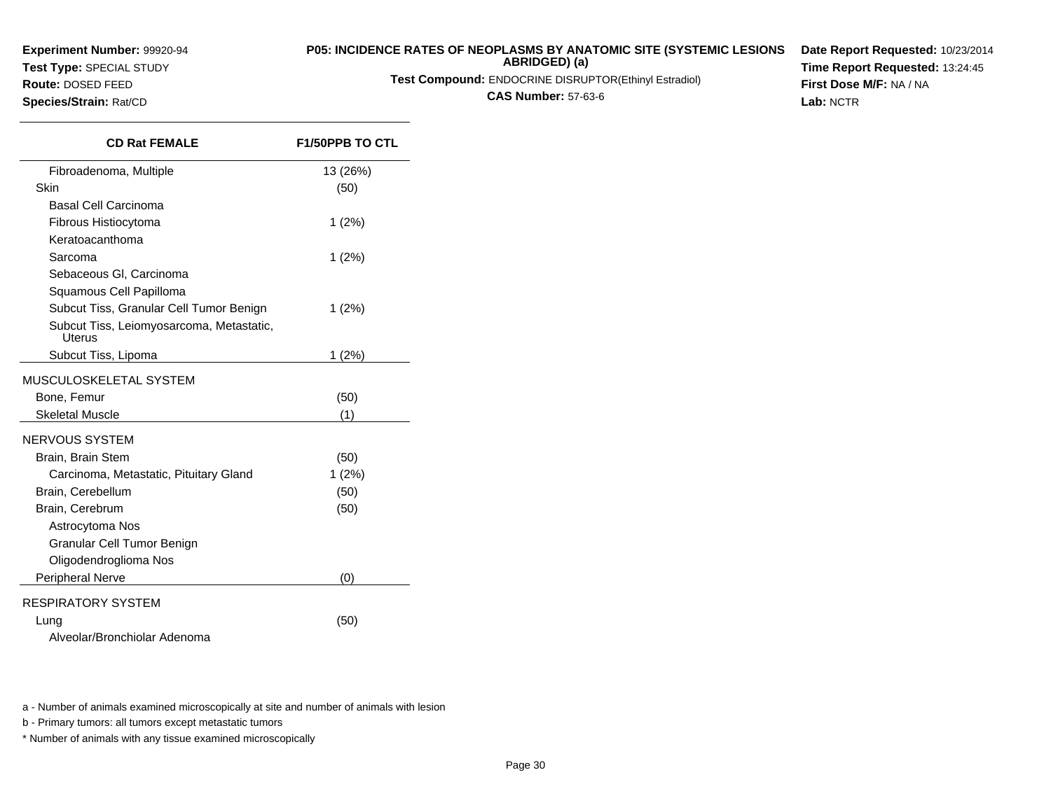**Experiment Number:** 99920-94
**Test Type:** SPECIAL STUDY
**Route:** DOSED FEED
**Species/Strain:** Rat/CD

**P05: INCIDENCE RATES OF NEOPLASMS BY ANATOMIC SITE (SYSTEMIC LESIONS ABRIDGED) (a)**
**Test Compound:** ENDOCRINE DISRUPTOR(Ethinyl Estradiol)
**CAS Number:** 57-63-6

**Date Report Requested:** 10/23/2014
**Time Report Requested:** 13:24:45
**First Dose M/F:** NA / NA
**Lab:** NCTR

| CD Rat FEMALE | F1/50PPB TO CTL |
|---|---|
| Fibroadenoma, Multiple | 13 (26%) |
| Skin | (50) |
| Basal Cell Carcinoma | |
| Fibrous Histiocytoma | 1 (2%) |
| Keratoacanthoma | |
| Sarcoma | 1 (2%) |
| Sebaceous Gl, Carcinoma | |
| Squamous Cell Papilloma | |
| Subcut Tiss, Granular Cell Tumor Benign | 1 (2%) |
| Subcut Tiss, Leiomyosarcoma, Metastatic, Uterus | |
| Subcut Tiss, Lipoma | 1 (2%) |
| MUSCULOSKELETAL SYSTEM | |
| Bone, Femur | (50) |
| Skeletal Muscle | (1) |
| NERVOUS SYSTEM | |
| Brain, Brain Stem | (50) |
| Carcinoma, Metastatic, Pituitary Gland | 1 (2%) |
| Brain, Cerebellum | (50) |
| Brain, Cerebrum | (50) |
| Astrocytoma Nos | |
| Granular Cell Tumor Benign | |
| Oligodendroglioma Nos | |
| Peripheral Nerve | (0) |
| RESPIRATORY SYSTEM | |
| Lung | (50) |
| Alveolar/Bronchiolar Adenoma | |

a - Number of animals examined microscopically at site and number of animals with lesion

b - Primary tumors: all tumors except metastatic tumors

* Number of animals with any tissue examined microscopically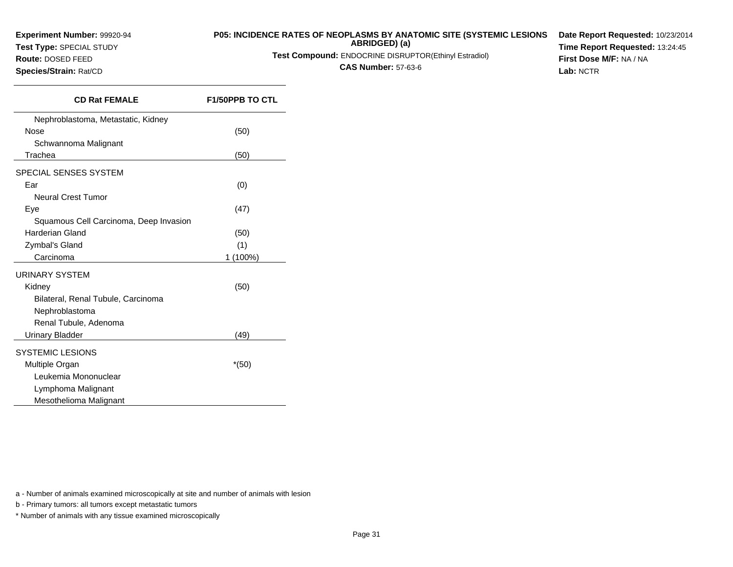**Experiment Number:** 99920-94
**Test Type:** SPECIAL STUDY
**Route:** DOSED FEED
**Species/Strain:** Rat/CD

**P05: INCIDENCE RATES OF NEOPLASMS BY ANATOMIC SITE (SYSTEMIC LESIONS ABRIDGED) (a)**
**Test Compound:** ENDOCRINE DISRUPTOR(Ethinyl Estradiol)
**CAS Number:** 57-63-6

**Date Report Requested:** 10/23/2014
**Time Report Requested:** 13:24:45
**First Dose M/F:** NA / NA
**Lab:** NCTR

| CD Rat FEMALE | F1/50PPB TO CTL |
|---|---|
| Nephroblastoma, Metastatic, Kidney | |
| Nose | (50) |
| Schwannoma Malignant | |
| Trachea | (50) |
| SPECIAL SENSES SYSTEM | |
| Ear | (0) |
| Neural Crest Tumor | |
| Eye | (47) |
| Squamous Cell Carcinoma, Deep Invasion | |
| Harderian Gland | (50) |
| Zymbal's Gland | (1) |
| Carcinoma | 1 (100%) |
| URINARY SYSTEM | |
| Kidney | (50) |
| Bilateral, Renal Tubule, Carcinoma | |
| Nephroblastoma | |
| Renal Tubule, Adenoma | |
| Urinary Bladder | (49) |
| SYSTEMIC LESIONS | |
| Multiple Organ | *(50) |
| Leukemia Mononuclear | |
| Lymphoma Malignant | |
| Mesothelioma Malignant | |

a - Number of animals examined microscopically at site and number of animals with lesion

b - Primary tumors: all tumors except metastatic tumors

* Number of animals with any tissue examined microscopically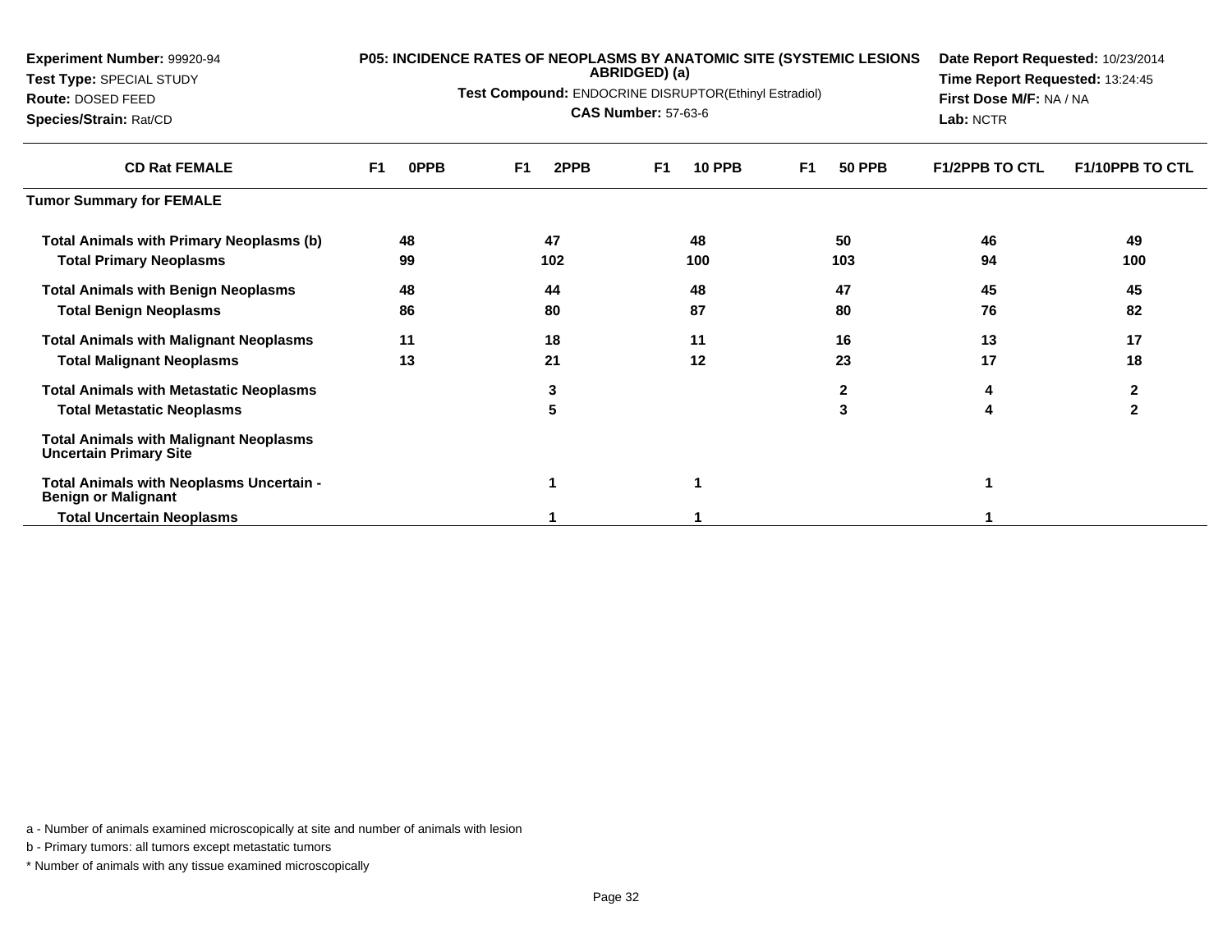**Experiment Number:** 99920-94
**Test Type:** SPECIAL STUDY
**Route:** DOSED FEED
**Species/Strain:** Rat/CD

**P05: INCIDENCE RATES OF NEOPLASMS BY ANATOMIC SITE (SYSTEMIC LESIONS ABRIDGED) (a)**

**Test Compound:** ENDOCRINE DISRUPTOR(Ethinyl Estradiol)

**CAS Number:** 57-63-6

**Date Report Requested:** 10/23/2014
**Time Report Requested:** 13:24:45
**First Dose M/F:** NA / NA
**Lab:** NCTR

| CD Rat FEMALE | F1 0PPB | F1 2PPB | F1 10 PPB | F1 50 PPB | F1/2PPB TO CTL | F1/10PPB TO CTL |
|---|---|---|---|---|---|---|
| **Tumor Summary for FEMALE** | | | | | | |
| **Total Animals with Primary Neoplasms (b)** | 48 | 47 | 48 | 50 | 46 | 49 |
| **Total Primary Neoplasms** | 99 | 102 | 100 | 103 | 94 | 100 |
| **Total Animals with Benign Neoplasms** | 48 | 44 | 48 | 47 | 45 | 45 |
| **Total Benign Neoplasms** | 86 | 80 | 87 | 80 | 76 | 82 |
| **Total Animals with Malignant Neoplasms** | 11 | 18 | 11 | 16 | 13 | 17 |
| **Total Malignant Neoplasms** | 13 | 21 | 12 | 23 | 17 | 18 |
| **Total Animals with Metastatic Neoplasms** | | 3 | | 2 | 4 | 2 |
| **Total Metastatic Neoplasms** | | 5 | | 3 | 4 | 2 |
| **Total Animals with Malignant Neoplasms Uncertain Primary Site** | | | | | | |
| **Total Animals with Neoplasms Uncertain - Benign or Malignant** | | 1 | 1 | | 1 | |
| **Total Uncertain Neoplasms** | | 1 | 1 | | 1 | |

a - Number of animals examined microscopically at site and number of animals with lesion

b - Primary tumors: all tumors except metastatic tumors

* Number of animals with any tissue examined microscopically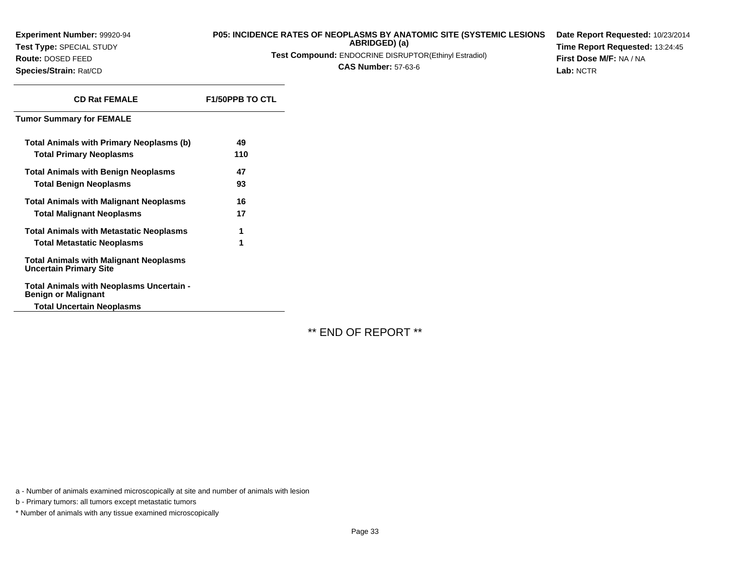**Experiment Number:** 99920-94
**Test Type:** SPECIAL STUDY
**Route:** DOSED FEED
**Species/Strain:** Rat/CD

**P05: INCIDENCE RATES OF NEOPLASMS BY ANATOMIC SITE (SYSTEMIC LESIONS ABRIDGED) (a)**
**Test Compound:** ENDOCRINE DISRUPTOR(Ethinyl Estradiol)
**CAS Number:** 57-63-6

**Date Report Requested:** 10/23/2014
**Time Report Requested:** 13:24:45
**First Dose M/F:** NA / NA
**Lab:** NCTR

| CD Rat FEMALE | F1/50PPB TO CTL |
|---|---|
| **Tumor Summary for FEMALE** | |
| **Total Animals with Primary Neoplasms (b)** | 49 |
| **Total Primary Neoplasms** | 110 |
| **Total Animals with Benign Neoplasms** | 47 |
| **Total Benign Neoplasms** | 93 |
| **Total Animals with Malignant Neoplasms** | 16 |
| **Total Malignant Neoplasms** | 17 |
| **Total Animals with Metastatic Neoplasms** | 1 |
| **Total Metastatic Neoplasms** | 1 |
| **Total Animals with Malignant Neoplasms Uncertain Primary Site** | |
| **Total Animals with Neoplasms Uncertain - Benign or Malignant** | |
| **Total Uncertain Neoplasms** | |

** END OF REPORT **

a - Number of animals examined microscopically at site and number of animals with lesion

b - Primary tumors: all tumors except metastatic tumors

* Number of animals with any tissue examined microscopically